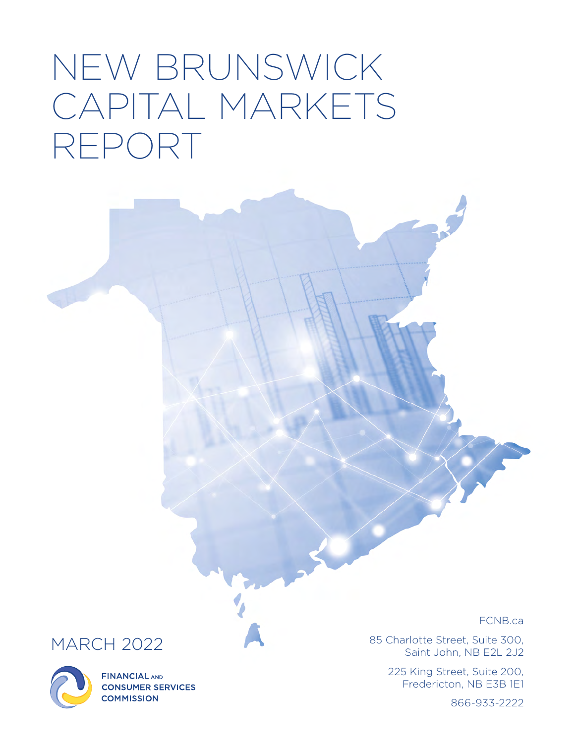# NEW BRUNSWICK CAPITAL MARKETS REPORT

MARCH 2022

FINANCIAL AND CONSUMER SERVICES COMMISSION

FCNB.ca

85 Charlotte Street, Suite 300,
Saint John, NB E2L 2J2

225 King Street, Suite 200,
Fredericton, NB E3B 1E1

866-933-2222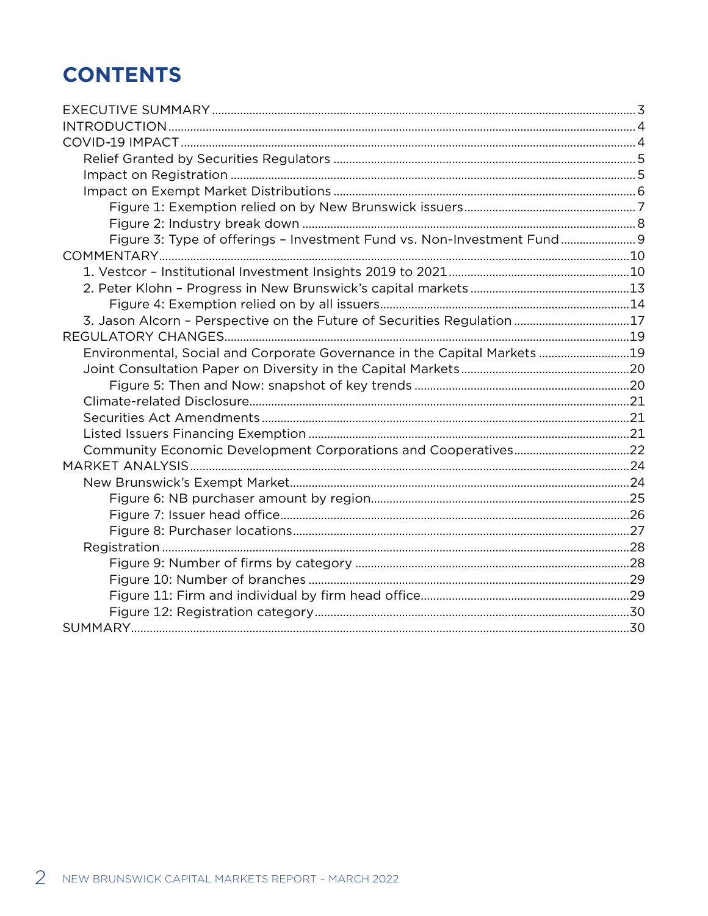# CONTENTS

- EXECUTIVE SUMMARY ... 3
- INTRODUCTION ... 4
- COVID-19 IMPACT ... 4
  - Relief Granted by Securities Regulators ... 5
  - Impact on Registration ... 5
  - Impact on Exempt Market Distributions ... 6
    - Figure 1: Exemption relied on by New Brunswick issuers ... 7
    - Figure 2: Industry break down ... 8
    - Figure 3: Type of offerings – Investment Fund vs. Non-Investment Fund ... 9
- COMMENTARY ... 10
  - 1. Vestcor – Institutional Investment Insights 2019 to 2021 ... 10
  - 2. Peter Klohn – Progress in New Brunswick's capital markets ... 13
    - Figure 4: Exemption relied on by all issuers ... 14
  - 3. Jason Alcorn – Perspective on the Future of Securities Regulation ... 17
- REGULATORY CHANGES ... 19
  - Environmental, Social and Corporate Governance in the Capital Markets ... 19
  - Joint Consultation Paper on Diversity in the Capital Markets ... 20
    - Figure 5: Then and Now: snapshot of key trends ... 20
  - Climate-related Disclosure ... 21
  - Securities Act Amendments ... 21
  - Listed Issuers Financing Exemption ... 21
  - Community Economic Development Corporations and Cooperatives ... 22
- MARKET ANALYSIS ... 24
  - New Brunswick's Exempt Market ... 24
    - Figure 6: NB purchaser amount by region ... 25
    - Figure 7: Issuer head office ... 26
    - Figure 8: Purchaser locations ... 27
  - Registration ... 28
    - Figure 9: Number of firms by category ... 28
    - Figure 10: Number of branches ... 29
    - Figure 11: Firm and individual by firm head office ... 29
    - Figure 12: Registration category ... 30
- SUMMARY ... 30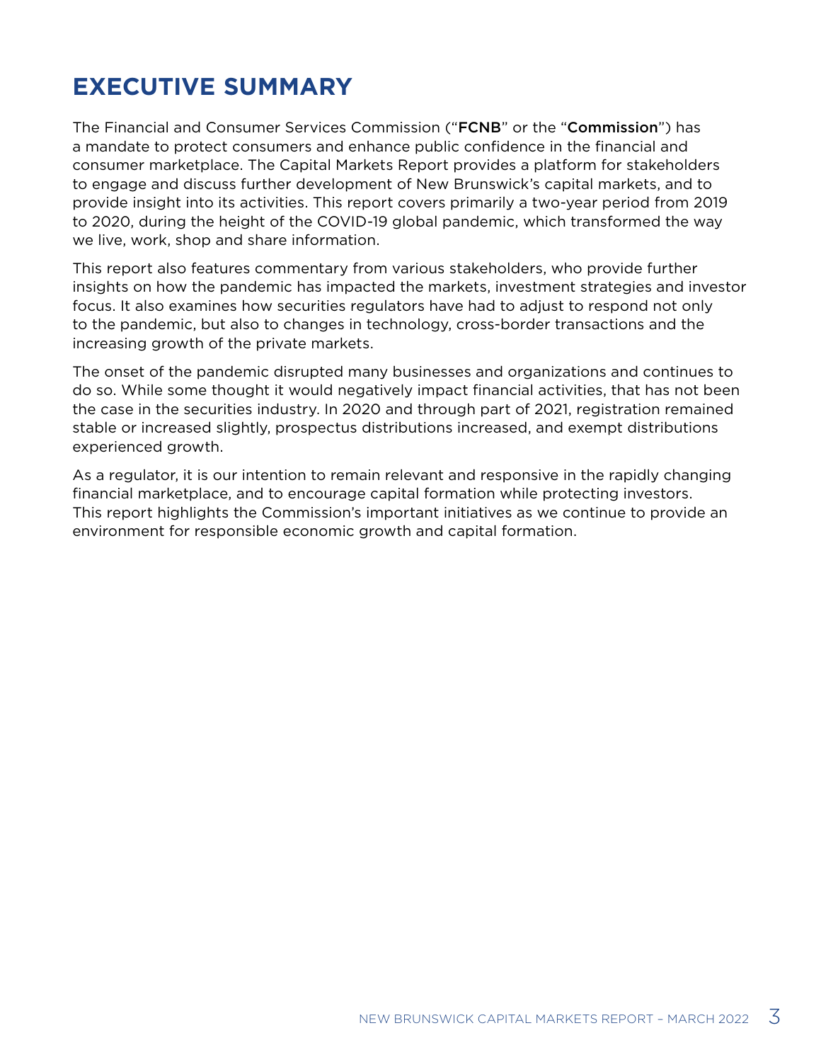# EXECUTIVE SUMMARY

The Financial and Consumer Services Commission ("**FCNB**" or the "**Commission**") has a mandate to protect consumers and enhance public confidence in the financial and consumer marketplace. The Capital Markets Report provides a platform for stakeholders to engage and discuss further development of New Brunswick's capital markets, and to provide insight into its activities. This report covers primarily a two-year period from 2019 to 2020, during the height of the COVID-19 global pandemic, which transformed the way we live, work, shop and share information.

This report also features commentary from various stakeholders, who provide further insights on how the pandemic has impacted the markets, investment strategies and investor focus. It also examines how securities regulators have had to adjust to respond not only to the pandemic, but also to changes in technology, cross-border transactions and the increasing growth of the private markets.

The onset of the pandemic disrupted many businesses and organizations and continues to do so. While some thought it would negatively impact financial activities, that has not been the case in the securities industry. In 2020 and through part of 2021, registration remained stable or increased slightly, prospectus distributions increased, and exempt distributions experienced growth.

As a regulator, it is our intention to remain relevant and responsive in the rapidly changing financial marketplace, and to encourage capital formation while protecting investors. This report highlights the Commission's important initiatives as we continue to provide an environment for responsible economic growth and capital formation.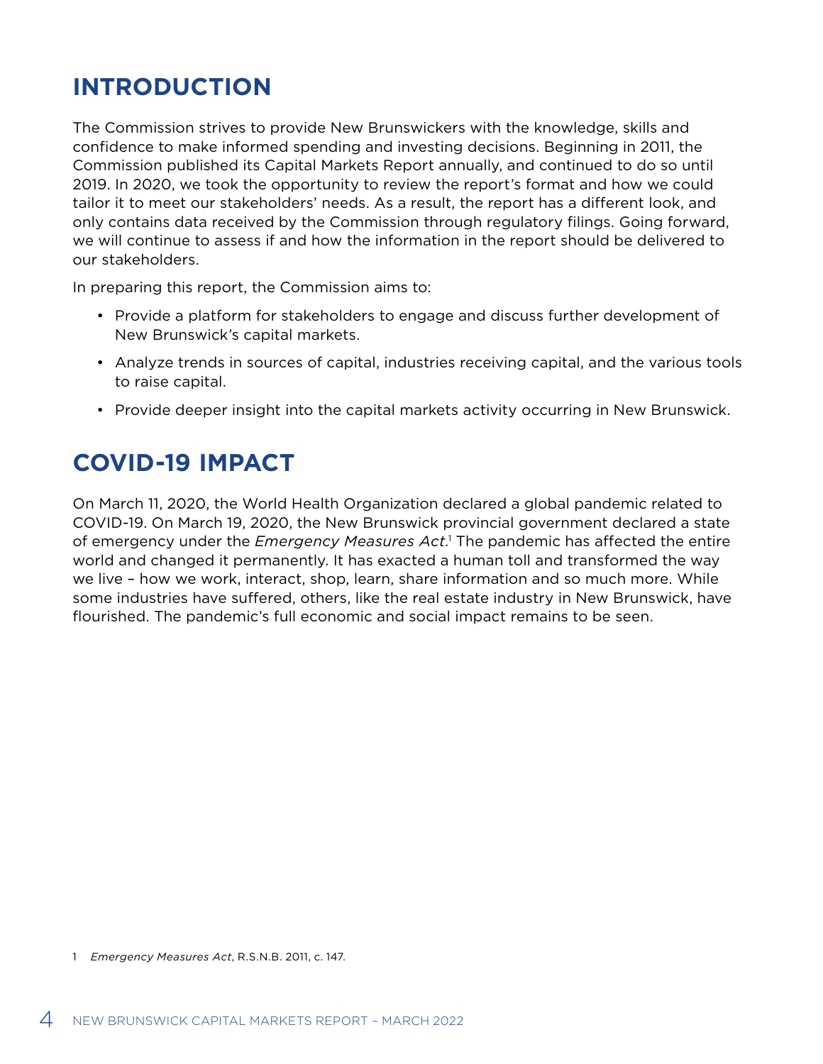## INTRODUCTION

The Commission strives to provide New Brunswickers with the knowledge, skills and confidence to make informed spending and investing decisions. Beginning in 2011, the Commission published its Capital Markets Report annually, and continued to do so until 2019. In 2020, we took the opportunity to review the report's format and how we could tailor it to meet our stakeholders' needs. As a result, the report has a different look, and only contains data received by the Commission through regulatory filings. Going forward, we will continue to assess if and how the information in the report should be delivered to our stakeholders.

In preparing this report, the Commission aims to:

- Provide a platform for stakeholders to engage and discuss further development of New Brunswick's capital markets.
- Analyze trends in sources of capital, industries receiving capital, and the various tools to raise capital.
- Provide deeper insight into the capital markets activity occurring in New Brunswick.

## COVID-19 IMPACT

On March 11, 2020, the World Health Organization declared a global pandemic related to COVID-19. On March 19, 2020, the New Brunswick provincial government declared a state of emergency under the *Emergency Measures Act*.[1] The pandemic has affected the entire world and changed it permanently. It has exacted a human toll and transformed the way we live – how we work, interact, shop, learn, share information and so much more. While some industries have suffered, others, like the real estate industry in New Brunswick, have flourished. The pandemic's full economic and social impact remains to be seen.

1 *Emergency Measures Act*, R.S.N.B. 2011, c. 147.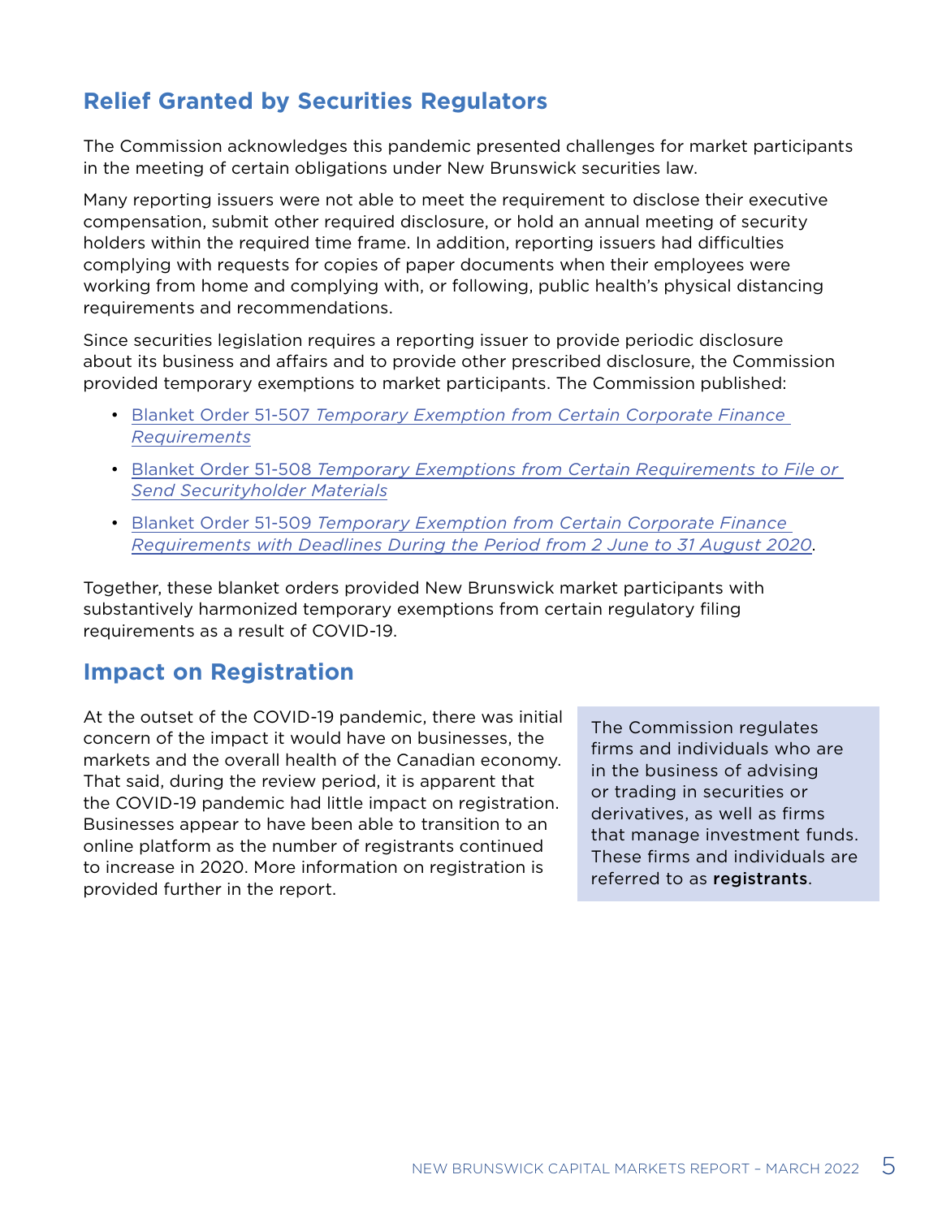## Relief Granted by Securities Regulators

The Commission acknowledges this pandemic presented challenges for market participants in the meeting of certain obligations under New Brunswick securities law.

Many reporting issuers were not able to meet the requirement to disclose their executive compensation, submit other required disclosure, or hold an annual meeting of security holders within the required time frame. In addition, reporting issuers had difficulties complying with requests for copies of paper documents when their employees were working from home and complying with, or following, public health's physical distancing requirements and recommendations.

Since securities legislation requires a reporting issuer to provide periodic disclosure about its business and affairs and to provide other prescribed disclosure, the Commission provided temporary exemptions to market participants. The Commission published:

- Blanket Order 51-507 *Temporary Exemption from Certain Corporate Finance Requirements*
- Blanket Order 51-508 *Temporary Exemptions from Certain Requirements to File or Send Securityholder Materials*
- Blanket Order 51-509 *Temporary Exemption from Certain Corporate Finance Requirements with Deadlines During the Period from 2 June to 31 August 2020*.

Together, these blanket orders provided New Brunswick market participants with substantively harmonized temporary exemptions from certain regulatory filing requirements as a result of COVID-19.

## Impact on Registration

At the outset of the COVID-19 pandemic, there was initial concern of the impact it would have on businesses, the markets and the overall health of the Canadian economy. That said, during the review period, it is apparent that the COVID-19 pandemic had little impact on registration. Businesses appear to have been able to transition to an online platform as the number of registrants continued to increase in 2020. More information on registration is provided further in the report.

The Commission regulates firms and individuals who are in the business of advising or trading in securities or derivatives, as well as firms that manage investment funds. These firms and individuals are referred to as **registrants**.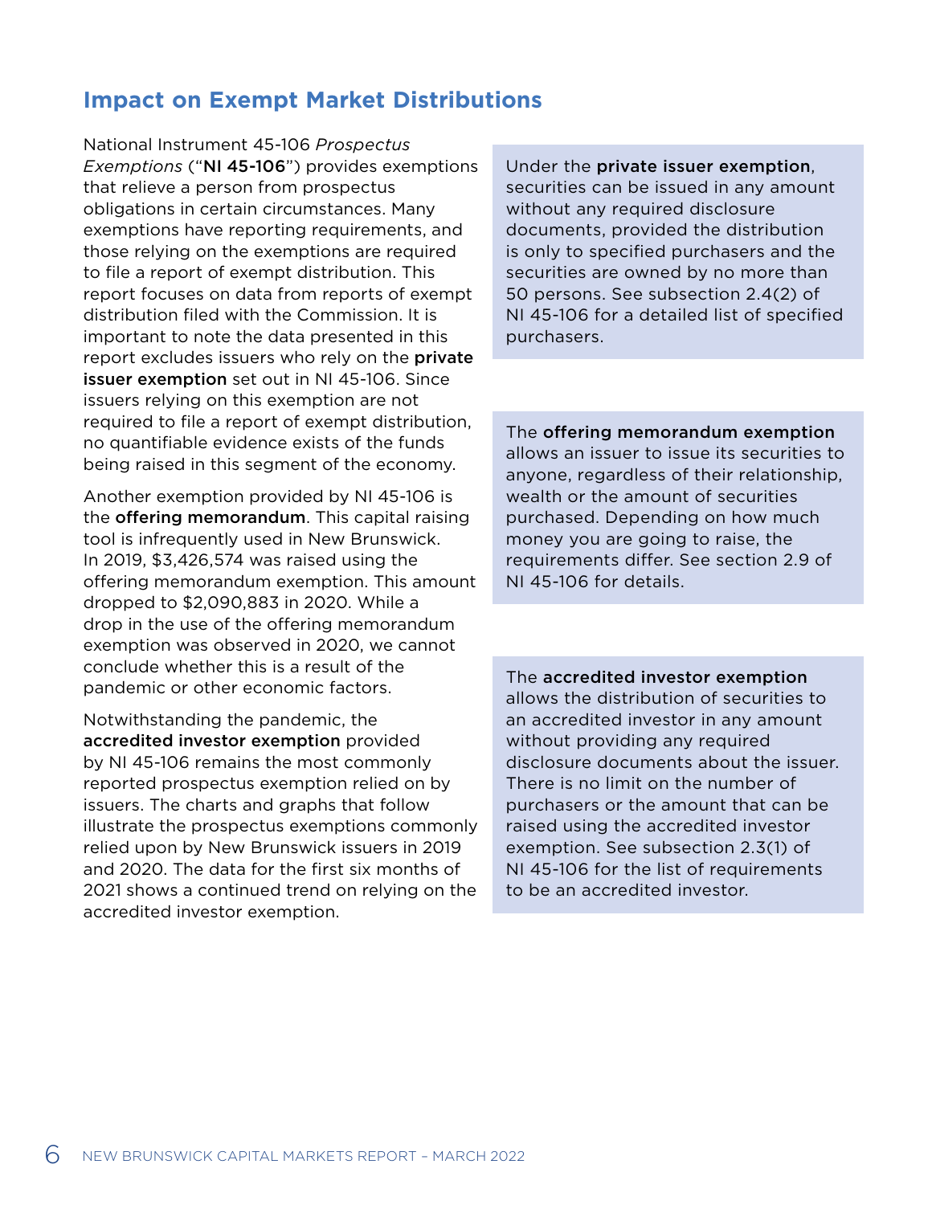## Impact on Exempt Market Distributions

National Instrument 45-106 *Prospectus Exemptions* ("**NI 45-106**") provides exemptions that relieve a person from prospectus obligations in certain circumstances. Many exemptions have reporting requirements, and those relying on the exemptions are required to file a report of exempt distribution. This report focuses on data from reports of exempt distribution filed with the Commission. It is important to note the data presented in this report excludes issuers who rely on the **private issuer exemption** set out in NI 45-106. Since issuers relying on this exemption are not required to file a report of exempt distribution, no quantifiable evidence exists of the funds being raised in this segment of the economy.

Another exemption provided by NI 45-106 is the **offering memorandum**. This capital raising tool is infrequently used in New Brunswick. In 2019, $3,426,574 was raised using the offering memorandum exemption. This amount dropped to $2,090,883 in 2020. While a drop in the use of the offering memorandum exemption was observed in 2020, we cannot conclude whether this is a result of the pandemic or other economic factors.

Notwithstanding the pandemic, the **accredited investor exemption** provided by NI 45-106 remains the most commonly reported prospectus exemption relied on by issuers. The charts and graphs that follow illustrate the prospectus exemptions commonly relied upon by New Brunswick issuers in 2019 and 2020. The data for the first six months of 2021 shows a continued trend on relying on the accredited investor exemption.

Under the **private issuer exemption**, securities can be issued in any amount without any required disclosure documents, provided the distribution is only to specified purchasers and the securities are owned by no more than 50 persons. See subsection 2.4(2) of NI 45-106 for a detailed list of specified purchasers.

The **offering memorandum exemption** allows an issuer to issue its securities to anyone, regardless of their relationship, wealth or the amount of securities purchased. Depending on how much money you are going to raise, the requirements differ. See section 2.9 of NI 45-106 for details.

The **accredited investor exemption** allows the distribution of securities to an accredited investor in any amount without providing any required disclosure documents about the issuer. There is no limit on the number of purchasers or the amount that can be raised using the accredited investor exemption. See subsection 2.3(1) of NI 45-106 for the list of requirements to be an accredited investor.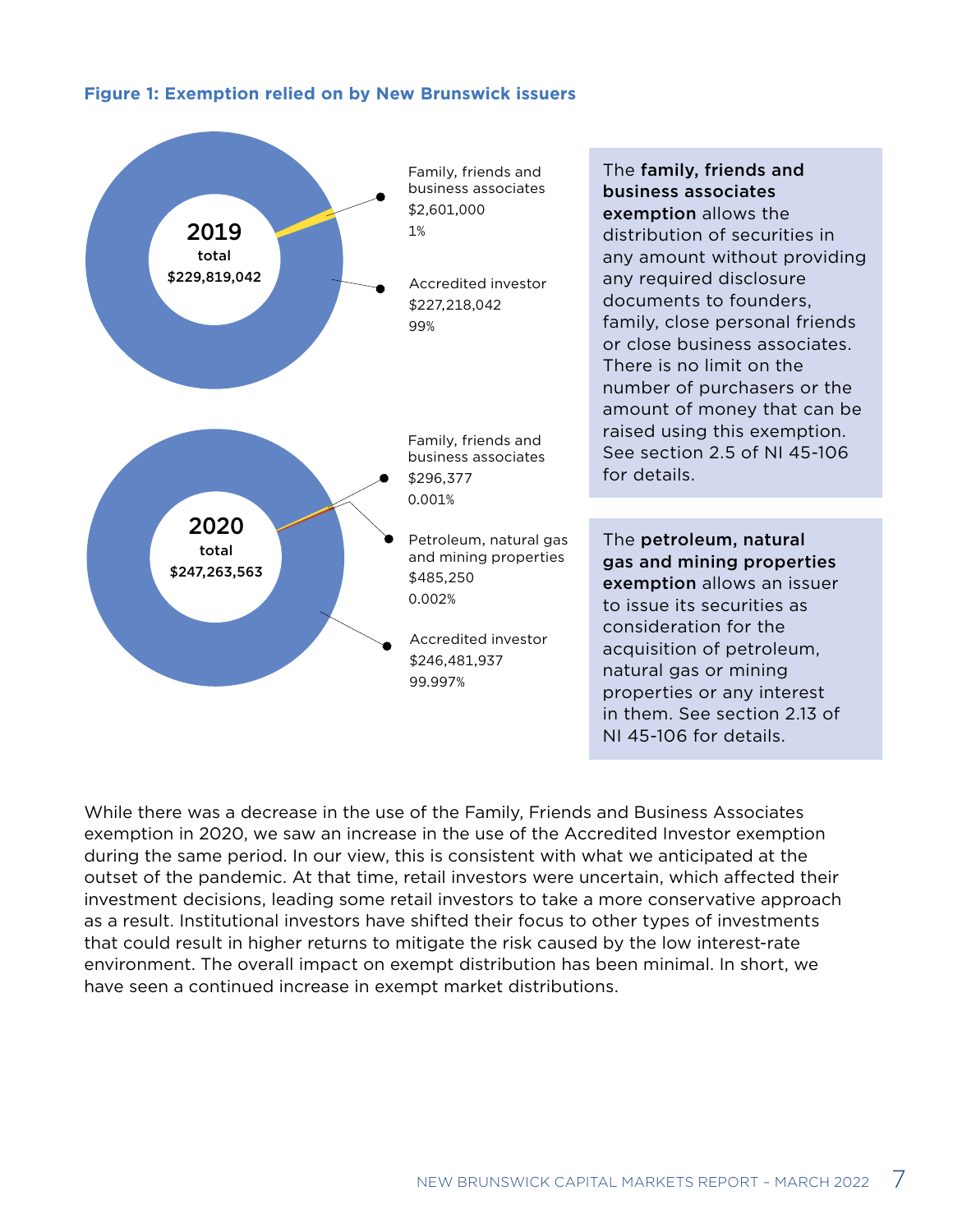**Figure 1: Exemption relied on by New Brunswick issuers**

**2019**
total
$229,819,042

Family, friends and business associates
$2,601,000
1%

Accredited investor
$227,218,042
99%

**2020**
total
$247,263,563

Family, friends and business associates
$296,377
0.001%

Petroleum, natural gas and mining properties
$485,250
0.002%

Accredited investor
$246,481,937
99.997%

The **family, friends and business associates exemption** allows the distribution of securities in any amount without providing any required disclosure documents to founders, family, close personal friends or close business associates. There is no limit on the number of purchasers or the amount of money that can be raised using this exemption. See section 2.5 of NI 45-106 for details.

The **petroleum, natural gas and mining properties exemption** allows an issuer to issue its securities as consideration for the acquisition of petroleum, natural gas or mining properties or any interest in them. See section 2.13 of NI 45-106 for details.

While there was a decrease in the use of the Family, Friends and Business Associates exemption in 2020, we saw an increase in the use of the Accredited Investor exemption during the same period. In our view, this is consistent with what we anticipated at the outset of the pandemic. At that time, retail investors were uncertain, which affected their investment decisions, leading some retail investors to take a more conservative approach as a result. Institutional investors have shifted their focus to other types of investments that could result in higher returns to mitigate the risk caused by the low interest-rate environment. The overall impact on exempt distribution has been minimal. In short, we have seen a continued increase in exempt market distributions.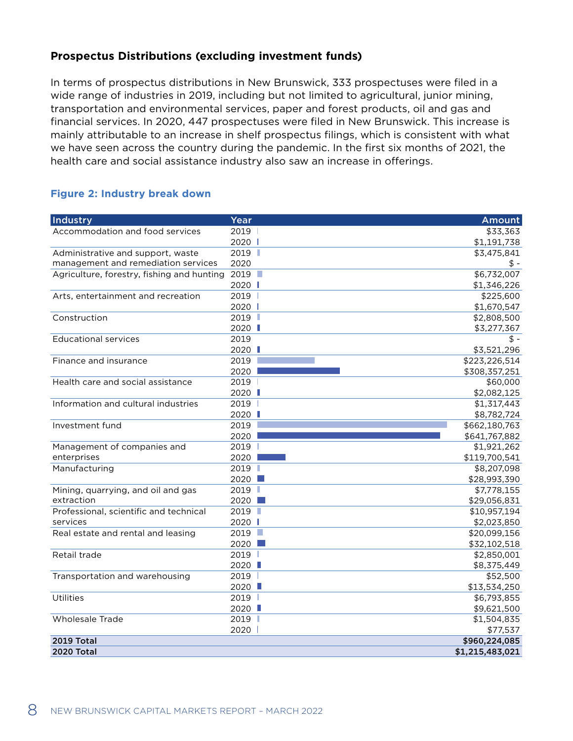## Prospectus Distributions (excluding investment funds)

In terms of prospectus distributions in New Brunswick, 333 prospectuses were filed in a wide range of industries in 2019, including but not limited to agricultural, junior mining, transportation and environmental services, paper and forest products, oil and gas and financial services. In 2020, 447 prospectuses were filed in New Brunswick. This increase is mainly attributable to an increase in shelf prospectus filings, which is consistent with what we have seen across the country during the pandemic. In the first six months of 2021, the health care and social assistance industry also saw an increase in offerings.

### Figure 2: Industry break down

| Industry | Year | Amount |
|---|---|---|
| Accommodation and food services | 2019 | $33,363 |
| | 2020 | $1,191,738 |
| Administrative and support, waste management and remediation services | 2019 | $3,475,841 |
| | 2020 | $ - |
| Agriculture, forestry, fishing and hunting | 2019 | $6,732,007 |
| | 2020 | $1,346,226 |
| Arts, entertainment and recreation | 2019 | $225,600 |
| | 2020 | $1,670,547 |
| Construction | 2019 | $2,808,500 |
| | 2020 | $3,277,367 |
| Educational services | 2019 | $ - |
| | 2020 | $3,521,296 |
| Finance and insurance | 2019 | $223,226,514 |
| | 2020 | $308,357,251 |
| Health care and social assistance | 2019 | $60,000 |
| | 2020 | $2,082,125 |
| Information and cultural industries | 2019 | $1,317,443 |
| | 2020 | $8,782,724 |
| Investment fund | 2019 | $662,180,763 |
| | 2020 | $641,767,882 |
| Management of companies and enterprises | 2019 | $1,921,262 |
| | 2020 | $119,700,541 |
| Manufacturing | 2019 | $8,207,098 |
| | 2020 | $28,993,390 |
| Mining, quarrying, and oil and gas extraction | 2019 | $7,778,155 |
| | 2020 | $29,056,831 |
| Professional, scientific and technical services | 2019 | $10,957,194 |
| | 2020 | $2,023,850 |
| Real estate and rental and leasing | 2019 | $20,099,156 |
| | 2020 | $32,102,518 |
| Retail trade | 2019 | $2,850,001 |
| | 2020 | $8,375,449 |
| Transportation and warehousing | 2019 | $52,500 |
| | 2020 | $13,534,250 |
| Utilities | 2019 | $6,793,855 |
| | 2020 | $9,621,500 |
| Wholesale Trade | 2019 | $1,504,835 |
| | 2020 | $77,537 |
| **2019 Total** | | **$960,224,085** |
| **2020 Total** | | **$1,215,483,021** |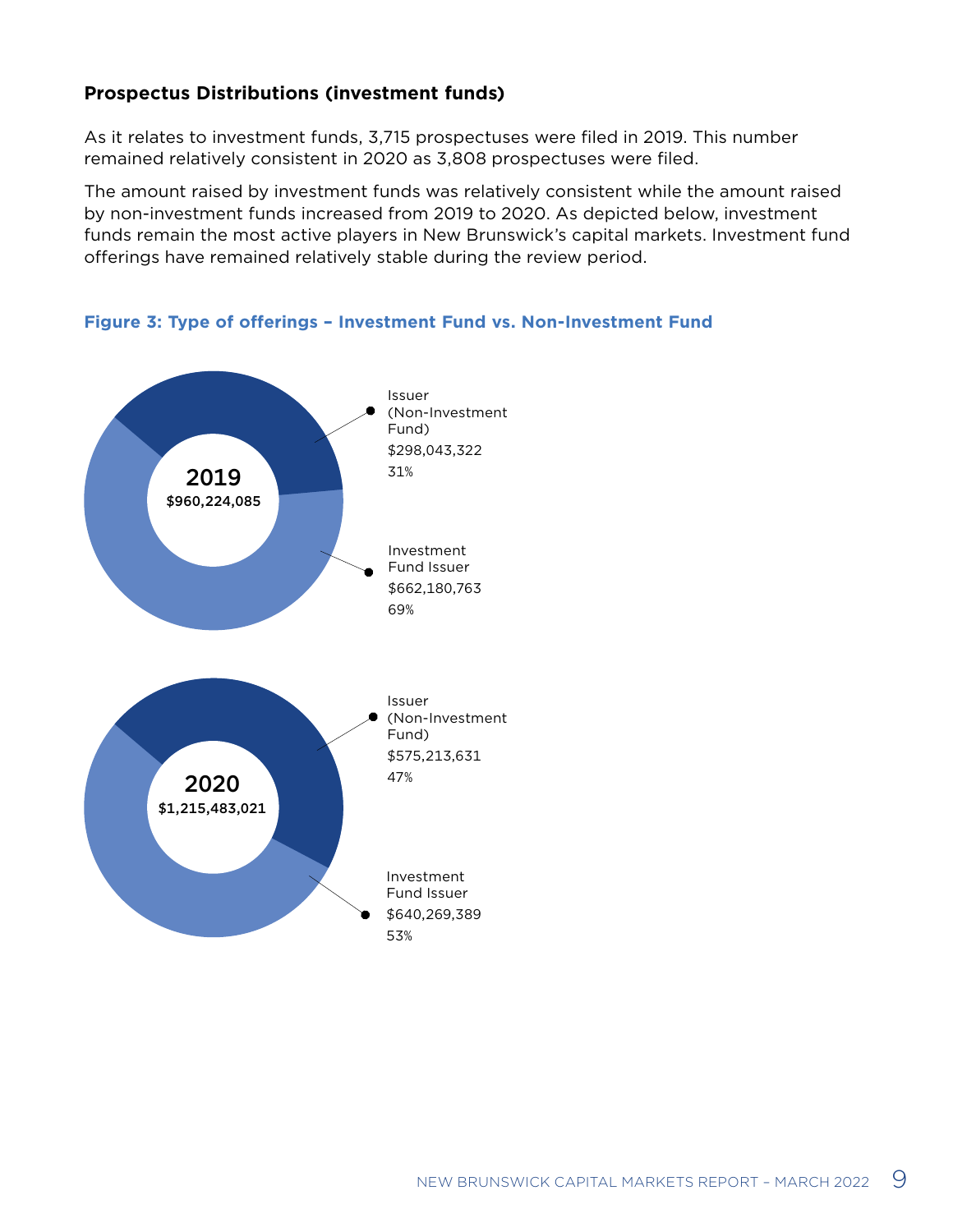### Prospectus Distributions (investment funds)

As it relates to investment funds, 3,715 prospectuses were filed in 2019. This number remained relatively consistent in 2020 as 3,808 prospectuses were filed.

The amount raised by investment funds was relatively consistent while the amount raised by non-investment funds increased from 2019 to 2020. As depicted below, investment funds remain the most active players in New Brunswick's capital markets. Investment fund offerings have remained relatively stable during the review period.

**Figure 3: Type of offerings – Investment Fund vs. Non-Investment Fund**

**2019**
**$960,224,085**

- Issuer (Non-Investment Fund) $298,043,322 31%
- Investment Fund Issuer $662,180,763 69%

**2020**
**$1,215,483,021**

- Issuer (Non-Investment Fund) $575,213,631 47%
- Investment Fund Issuer $640,269,389 53%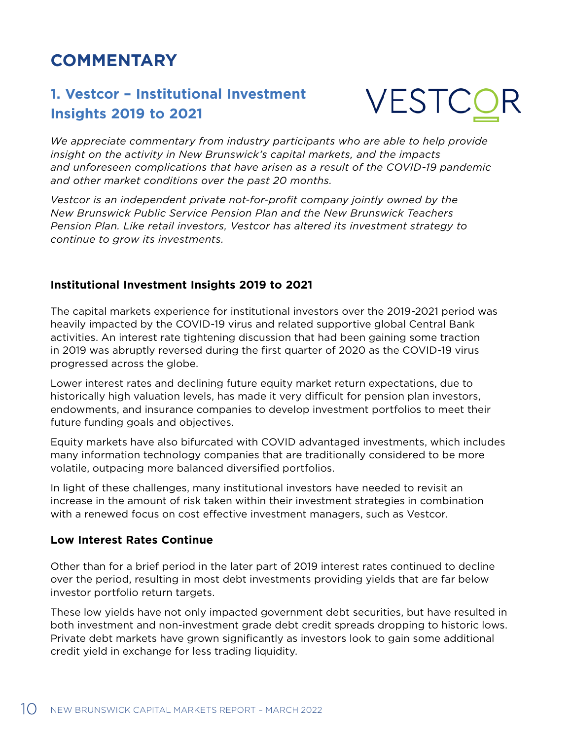# COMMENTARY

## 1. Vestcor – Institutional Investment Insights 2019 to 2021

VESTCOR

*We appreciate commentary from industry participants who are able to help provide insight on the activity in New Brunswick's capital markets, and the impacts and unforeseen complications that have arisen as a result of the COVID-19 pandemic and other market conditions over the past 20 months.*

*Vestcor is an independent private not-for-profit company jointly owned by the New Brunswick Public Service Pension Plan and the New Brunswick Teachers Pension Plan. Like retail investors, Vestcor has altered its investment strategy to continue to grow its investments.*

### Institutional Investment Insights 2019 to 2021

The capital markets experience for institutional investors over the 2019-2021 period was heavily impacted by the COVID-19 virus and related supportive global Central Bank activities. An interest rate tightening discussion that had been gaining some traction in 2019 was abruptly reversed during the first quarter of 2020 as the COVID-19 virus progressed across the globe.

Lower interest rates and declining future equity market return expectations, due to historically high valuation levels, has made it very difficult for pension plan investors, endowments, and insurance companies to develop investment portfolios to meet their future funding goals and objectives.

Equity markets have also bifurcated with COVID advantaged investments, which includes many information technology companies that are traditionally considered to be more volatile, outpacing more balanced diversified portfolios.

In light of these challenges, many institutional investors have needed to revisit an increase in the amount of risk taken within their investment strategies in combination with a renewed focus on cost effective investment managers, such as Vestcor.

### Low Interest Rates Continue

Other than for a brief period in the later part of 2019 interest rates continued to decline over the period, resulting in most debt investments providing yields that are far below investor portfolio return targets.

These low yields have not only impacted government debt securities, but have resulted in both investment and non-investment grade debt credit spreads dropping to historic lows. Private debt markets have grown significantly as investors look to gain some additional credit yield in exchange for less trading liquidity.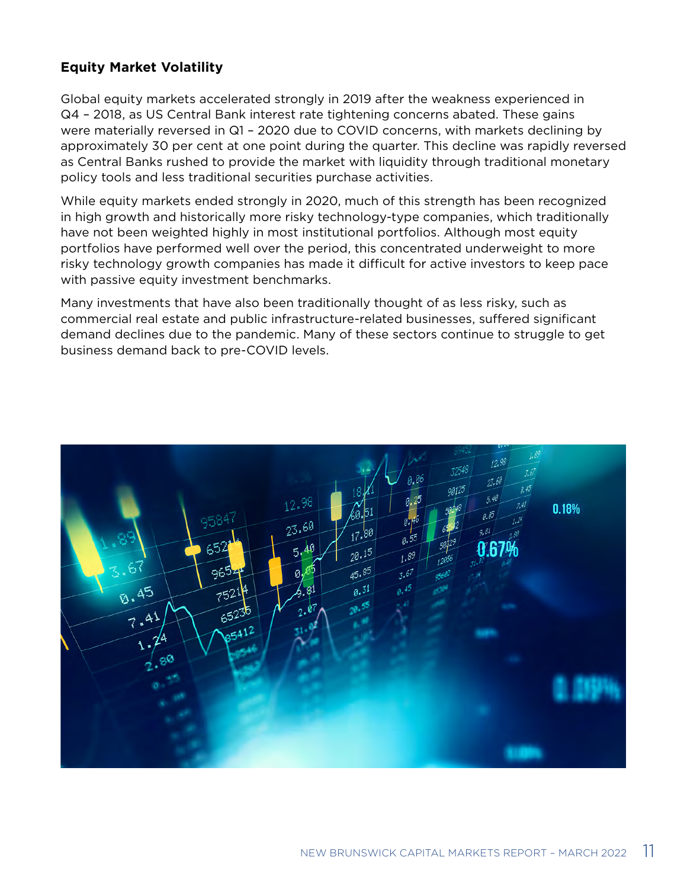### Equity Market Volatility

Global equity markets accelerated strongly in 2019 after the weakness experienced in Q4 – 2018, as US Central Bank interest rate tightening concerns abated. These gains were materially reversed in Q1 – 2020 due to COVID concerns, with markets declining by approximately 30 per cent at one point during the quarter. This decline was rapidly reversed as Central Banks rushed to provide the market with liquidity through traditional monetary policy tools and less traditional securities purchase activities.

While equity markets ended strongly in 2020, much of this strength has been recognized in high growth and historically more risky technology-type companies, which traditionally have not been weighted highly in most institutional portfolios. Although most equity portfolios have performed well over the period, this concentrated underweight to more risky technology growth companies has made it difficult for active investors to keep pace with passive equity investment benchmarks.

Many investments that have also been traditionally thought of as less risky, such as commercial real estate and public infrastructure-related businesses, suffered significant demand declines due to the pandemic. Many of these sectors continue to struggle to get business demand back to pre-COVID levels.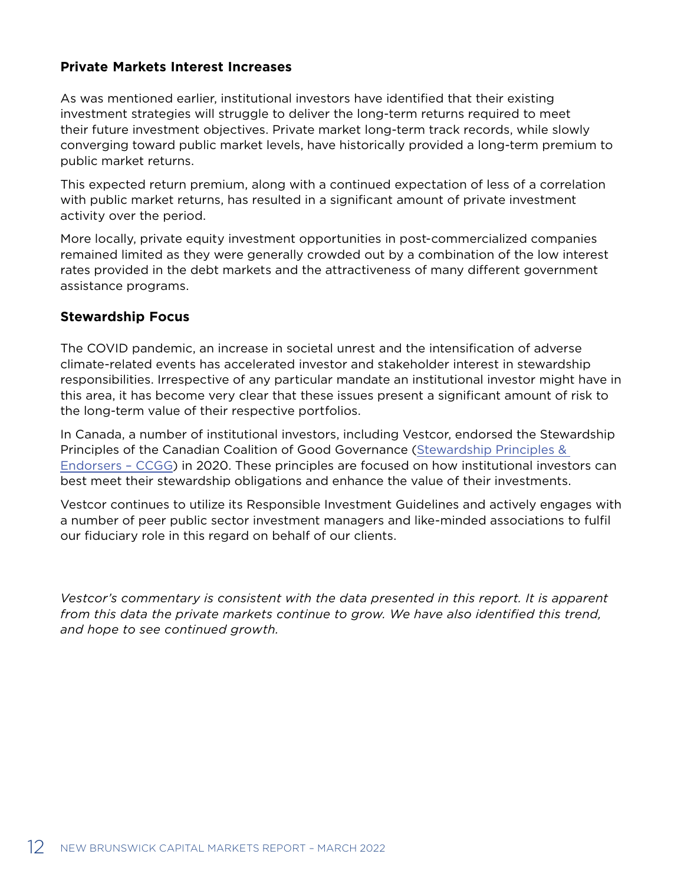### Private Markets Interest Increases

As was mentioned earlier, institutional investors have identified that their existing investment strategies will struggle to deliver the long-term returns required to meet their future investment objectives. Private market long-term track records, while slowly converging toward public market levels, have historically provided a long-term premium to public market returns.

This expected return premium, along with a continued expectation of less of a correlation with public market returns, has resulted in a significant amount of private investment activity over the period.

More locally, private equity investment opportunities in post-commercialized companies remained limited as they were generally crowded out by a combination of the low interest rates provided in the debt markets and the attractiveness of many different government assistance programs.

### Stewardship Focus

The COVID pandemic, an increase in societal unrest and the intensification of adverse climate-related events has accelerated investor and stakeholder interest in stewardship responsibilities. Irrespective of any particular mandate an institutional investor might have in this area, it has become very clear that these issues present a significant amount of risk to the long-term value of their respective portfolios.

In Canada, a number of institutional investors, including Vestcor, endorsed the Stewardship Principles of the Canadian Coalition of Good Governance (Stewardship Principles & Endorsers – CCGG) in 2020. These principles are focused on how institutional investors can best meet their stewardship obligations and enhance the value of their investments.

Vestcor continues to utilize its Responsible Investment Guidelines and actively engages with a number of peer public sector investment managers and like-minded associations to fulfil our fiduciary role in this regard on behalf of our clients.

*Vestcor's commentary is consistent with the data presented in this report. It is apparent from this data the private markets continue to grow. We have also identified this trend, and hope to see continued growth.*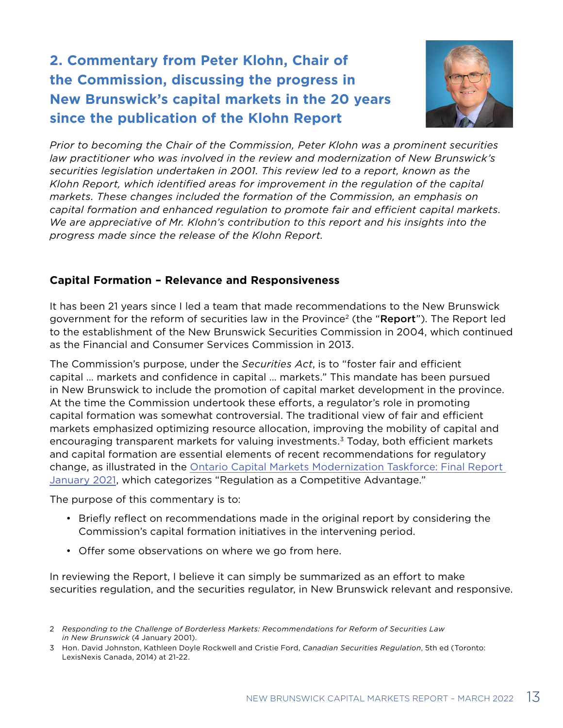## 2. Commentary from Peter Klohn, Chair of the Commission, discussing the progress in New Brunswick's capital markets in the 20 years since the publication of the Klohn Report

*Prior to becoming the Chair of the Commission, Peter Klohn was a prominent securities law practitioner who was involved in the review and modernization of New Brunswick's securities legislation undertaken in 2001. This review led to a report, known as the Klohn Report, which identified areas for improvement in the regulation of the capital markets. These changes included the formation of the Commission, an emphasis on capital formation and enhanced regulation to promote fair and efficient capital markets. We are appreciative of Mr. Klohn's contribution to this report and his insights into the progress made since the release of the Klohn Report.*

### Capital Formation – Relevance and Responsiveness

It has been 21 years since I led a team that made recommendations to the New Brunswick government for the reform of securities law in the Province[2] (the "**Report**"). The Report led to the establishment of the New Brunswick Securities Commission in 2004, which continued as the Financial and Consumer Services Commission in 2013.

The Commission's purpose, under the *Securities Act*, is to "foster fair and efficient capital … markets and confidence in capital … markets." This mandate has been pursued in New Brunswick to include the promotion of capital market development in the province. At the time the Commission undertook these efforts, a regulator's role in promoting capital formation was somewhat controversial. The traditional view of fair and efficient markets emphasized optimizing resource allocation, improving the mobility of capital and encouraging transparent markets for valuing investments.[3] Today, both efficient markets and capital formation are essential elements of recent recommendations for regulatory change, as illustrated in the Ontario Capital Markets Modernization Taskforce: Final Report January 2021, which categorizes "Regulation as a Competitive Advantage."

The purpose of this commentary is to:

- Briefly reflect on recommendations made in the original report by considering the Commission's capital formation initiatives in the intervening period.
- Offer some observations on where we go from here.

In reviewing the Report, I believe it can simply be summarized as an effort to make securities regulation, and the securities regulator, in New Brunswick relevant and responsive.

2 *Responding to the Challenge of Borderless Markets: Recommendations for Reform of Securities Law in New Brunswick* (4 January 2001).

3 Hon. David Johnston, Kathleen Doyle Rockwell and Cristie Ford, *Canadian Securities Regulation*, 5th ed (Toronto: LexisNexis Canada, 2014) at 21-22.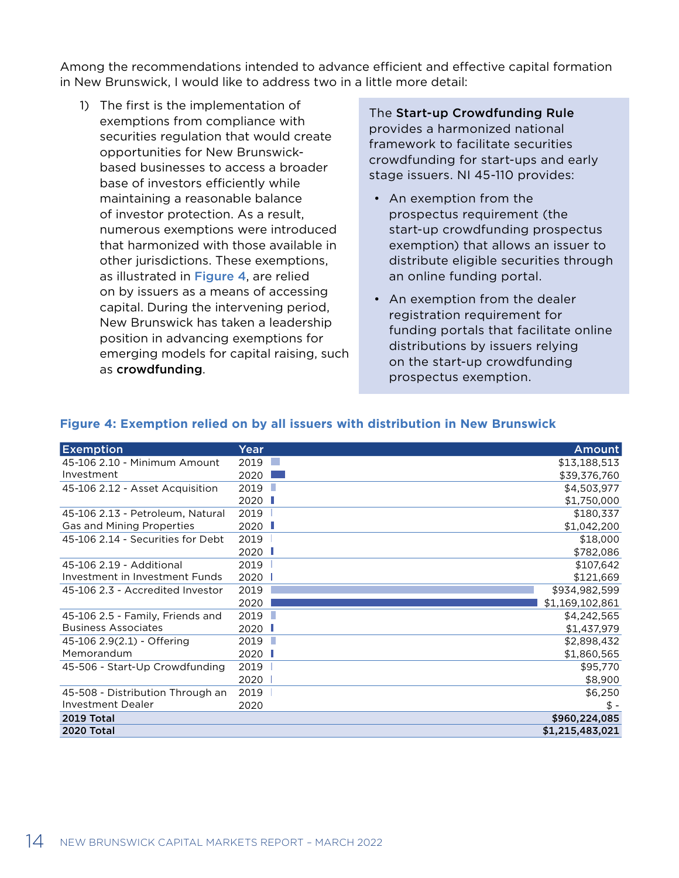Among the recommendations intended to advance efficient and effective capital formation in New Brunswick, I would like to address two in a little more detail:

1) The first is the implementation of exemptions from compliance with securities regulation that would create opportunities for New Brunswick-based businesses to access a broader base of investors efficiently while maintaining a reasonable balance of investor protection. As a result, numerous exemptions were introduced that harmonized with those available in other jurisdictions. These exemptions, as illustrated in Figure 4, are relied on by issuers as a means of accessing capital. During the intervening period, New Brunswick has taken a leadership position in advancing exemptions for emerging models for capital raising, such as **crowdfunding**.

The **Start-up Crowdfunding Rule** provides a harmonized national framework to facilitate securities crowdfunding for start-ups and early stage issuers. NI 45-110 provides:

- An exemption from the prospectus requirement (the start-up crowdfunding prospectus exemption) that allows an issuer to distribute eligible securities through an online funding portal.
- An exemption from the dealer registration requirement for funding portals that facilitate online distributions by issuers relying on the start-up crowdfunding prospectus exemption.

### Figure 4: Exemption relied on by all issuers with distribution in New Brunswick

| Exemption | Year | Amount |
|---|---|---|
| 45-106 2.10 - Minimum Amount Investment | 2019 | $13,188,513 |
| | 2020 | $39,376,760 |
| 45-106 2.12 - Asset Acquisition | 2019 | $4,503,977 |
| | 2020 | $1,750,000 |
| 45-106 2.13 - Petroleum, Natural Gas and Mining Properties | 2019 | $180,337 |
| | 2020 | $1,042,200 |
| 45-106 2.14 - Securities for Debt | 2019 | $18,000 |
| | 2020 | $782,086 |
| 45-106 2.19 - Additional Investment in Investment Funds | 2019 | $107,642 |
| | 2020 | $121,669 |
| 45-106 2.3 - Accredited Investor | 2019 | $934,982,599 |
| | 2020 | $1,169,102,861 |
| 45-106 2.5 - Family, Friends and Business Associates | 2019 | $4,242,565 |
| | 2020 | $1,437,979 |
| 45-106 2.9(2.1) - Offering Memorandum | 2019 | $2,898,432 |
| | 2020 | $1,860,565 |
| 45-506 - Start-Up Crowdfunding | 2019 | $95,770 |
| | 2020 | $8,900 |
| 45-508 - Distribution Through an Investment Dealer | 2019 | $6,250 |
| | 2020 | $ - |
| **2019 Total** | | **$960,224,085** |
| **2020 Total** | | **$1,215,483,021** |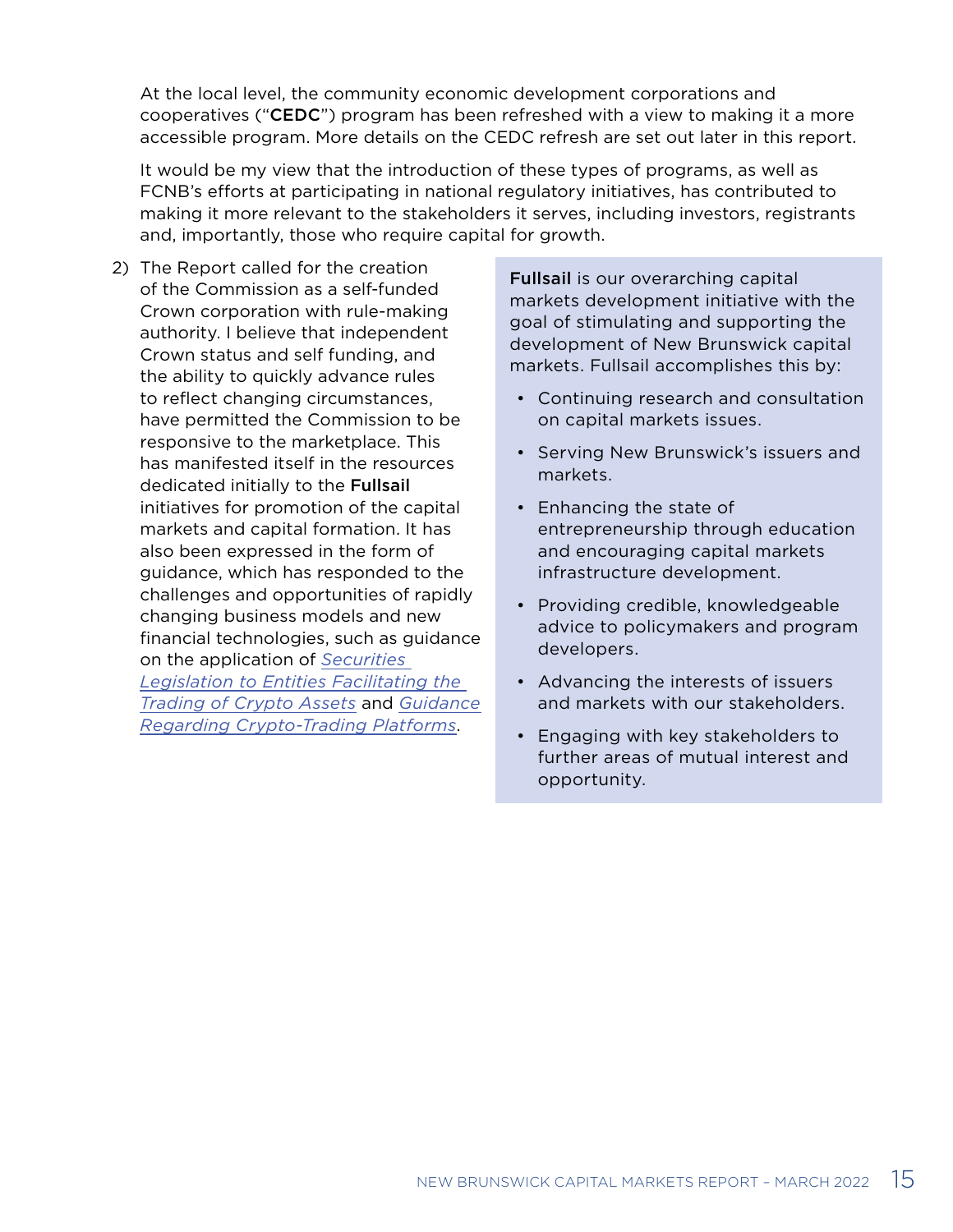At the local level, the community economic development corporations and cooperatives ("**CEDC**") program has been refreshed with a view to making it a more accessible program. More details on the CEDC refresh are set out later in this report.

It would be my view that the introduction of these types of programs, as well as FCNB's efforts at participating in national regulatory initiatives, has contributed to making it more relevant to the stakeholders it serves, including investors, registrants and, importantly, those who require capital for growth.

2) The Report called for the creation of the Commission as a self-funded Crown corporation with rule-making authority. I believe that independent Crown status and self funding, and the ability to quickly advance rules to reflect changing circumstances, have permitted the Commission to be responsive to the marketplace. This has manifested itself in the resources dedicated initially to the **Fullsail** initiatives for promotion of the capital markets and capital formation. It has also been expressed in the form of guidance, which has responded to the challenges and opportunities of rapidly changing business models and new financial technologies, such as guidance on the application of *Securities Legislation to Entities Facilitating the Trading of Crypto Assets* and *Guidance Regarding Crypto-Trading Platforms*.

**Fullsail** is our overarching capital markets development initiative with the goal of stimulating and supporting the development of New Brunswick capital markets. Fullsail accomplishes this by:

- Continuing research and consultation on capital markets issues.
- Serving New Brunswick's issuers and markets.
- Enhancing the state of entrepreneurship through education and encouraging capital markets infrastructure development.
- Providing credible, knowledgeable advice to policymakers and program developers.
- Advancing the interests of issuers and markets with our stakeholders.
- Engaging with key stakeholders to further areas of mutual interest and opportunity.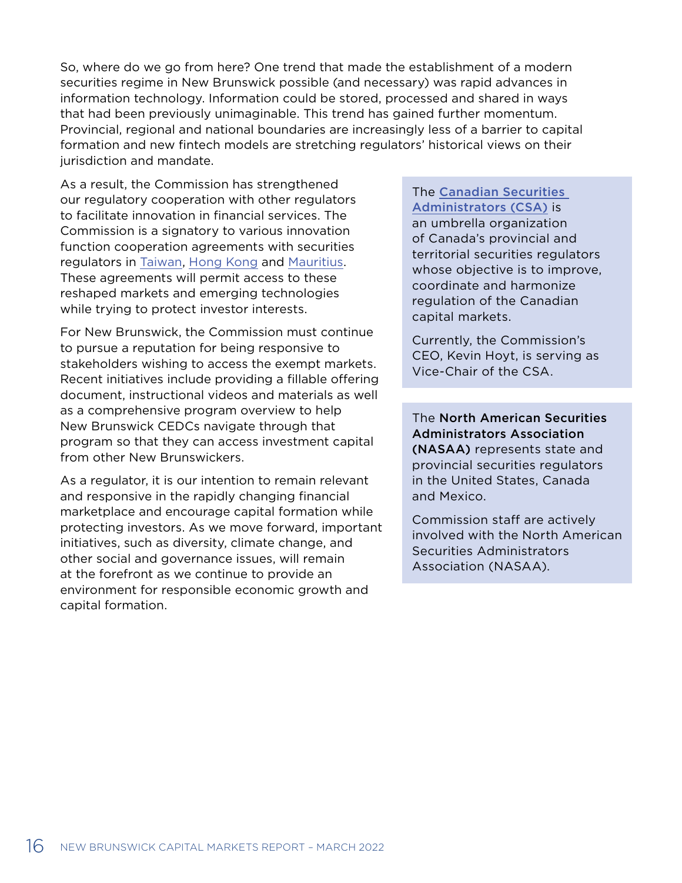So, where do we go from here? One trend that made the establishment of a modern securities regime in New Brunswick possible (and necessary) was rapid advances in information technology. Information could be stored, processed and shared in ways that had been previously unimaginable. This trend has gained further momentum. Provincial, regional and national boundaries are increasingly less of a barrier to capital formation and new fintech models are stretching regulators' historical views on their jurisdiction and mandate.

As a result, the Commission has strengthened our regulatory cooperation with other regulators to facilitate innovation in financial services. The Commission is a signatory to various innovation function cooperation agreements with securities regulators in Taiwan, Hong Kong and Mauritius. These agreements will permit access to these reshaped markets and emerging technologies while trying to protect investor interests.

For New Brunswick, the Commission must continue to pursue a reputation for being responsive to stakeholders wishing to access the exempt markets. Recent initiatives include providing a fillable offering document, instructional videos and materials as well as a comprehensive program overview to help New Brunswick CEDCs navigate through that program so that they can access investment capital from other New Brunswickers.

As a regulator, it is our intention to remain relevant and responsive in the rapidly changing financial marketplace and encourage capital formation while protecting investors. As we move forward, important initiatives, such as diversity, climate change, and other social and governance issues, will remain at the forefront as we continue to provide an environment for responsible economic growth and capital formation.

The **Canadian Securities Administrators (CSA)** is an umbrella organization of Canada's provincial and territorial securities regulators whose objective is to improve, coordinate and harmonize regulation of the Canadian capital markets.

Currently, the Commission's CEO, Kevin Hoyt, is serving as Vice-Chair of the CSA.

The **North American Securities Administrators Association (NASAA)** represents state and provincial securities regulators in the United States, Canada and Mexico.

Commission staff are actively involved with the North American Securities Administrators Association (NASAA).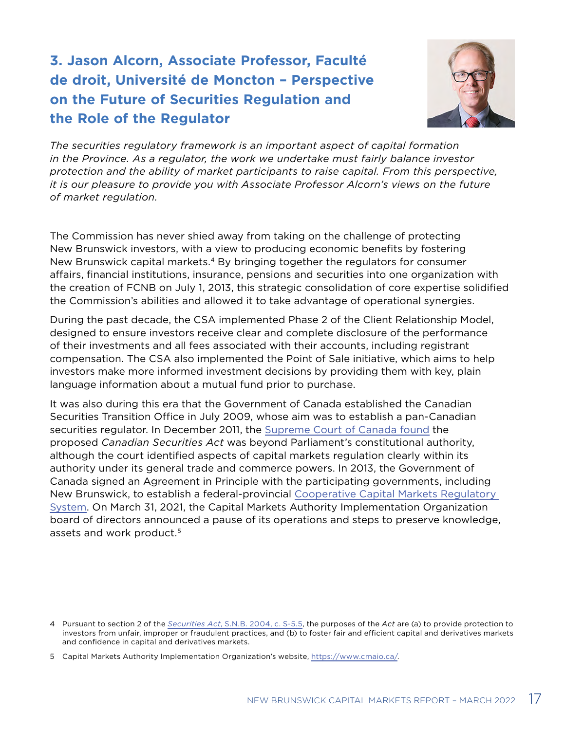## 3. Jason Alcorn, Associate Professor, Faculté de droit, Université de Moncton – Perspective on the Future of Securities Regulation and the Role of the Regulator

*The securities regulatory framework is an important aspect of capital formation in the Province. As a regulator, the work we undertake must fairly balance investor protection and the ability of market participants to raise capital. From this perspective, it is our pleasure to provide you with Associate Professor Alcorn's views on the future of market regulation.*

The Commission has never shied away from taking on the challenge of protecting New Brunswick investors, with a view to producing economic benefits by fostering New Brunswick capital markets.[4] By bringing together the regulators for consumer affairs, financial institutions, insurance, pensions and securities into one organization with the creation of FCNB on July 1, 2013, this strategic consolidation of core expertise solidified the Commission's abilities and allowed it to take advantage of operational synergies.

During the past decade, the CSA implemented Phase 2 of the Client Relationship Model, designed to ensure investors receive clear and complete disclosure of the performance of their investments and all fees associated with their accounts, including registrant compensation. The CSA also implemented the Point of Sale initiative, which aims to help investors make more informed investment decisions by providing them with key, plain language information about a mutual fund prior to purchase.

It was also during this era that the Government of Canada established the Canadian Securities Transition Office in July 2009, whose aim was to establish a pan-Canadian securities regulator. In December 2011, the Supreme Court of Canada found the proposed *Canadian Securities Act* was beyond Parliament's constitutional authority, although the court identified aspects of capital markets regulation clearly within its authority under its general trade and commerce powers. In 2013, the Government of Canada signed an Agreement in Principle with the participating governments, including New Brunswick, to establish a federal-provincial Cooperative Capital Markets Regulatory System. On March 31, 2021, the Capital Markets Authority Implementation Organization board of directors announced a pause of its operations and steps to preserve knowledge, assets and work product.[5]

4 Pursuant to section 2 of the *Securities Act*, S.N.B. 2004, c. S-5.5, the purposes of the *Act* are (a) to provide protection to investors from unfair, improper or fraudulent practices, and (b) to foster fair and efficient capital and derivatives markets and confidence in capital and derivatives markets.

5 Capital Markets Authority Implementation Organization's website, https://www.cmaio.ca/.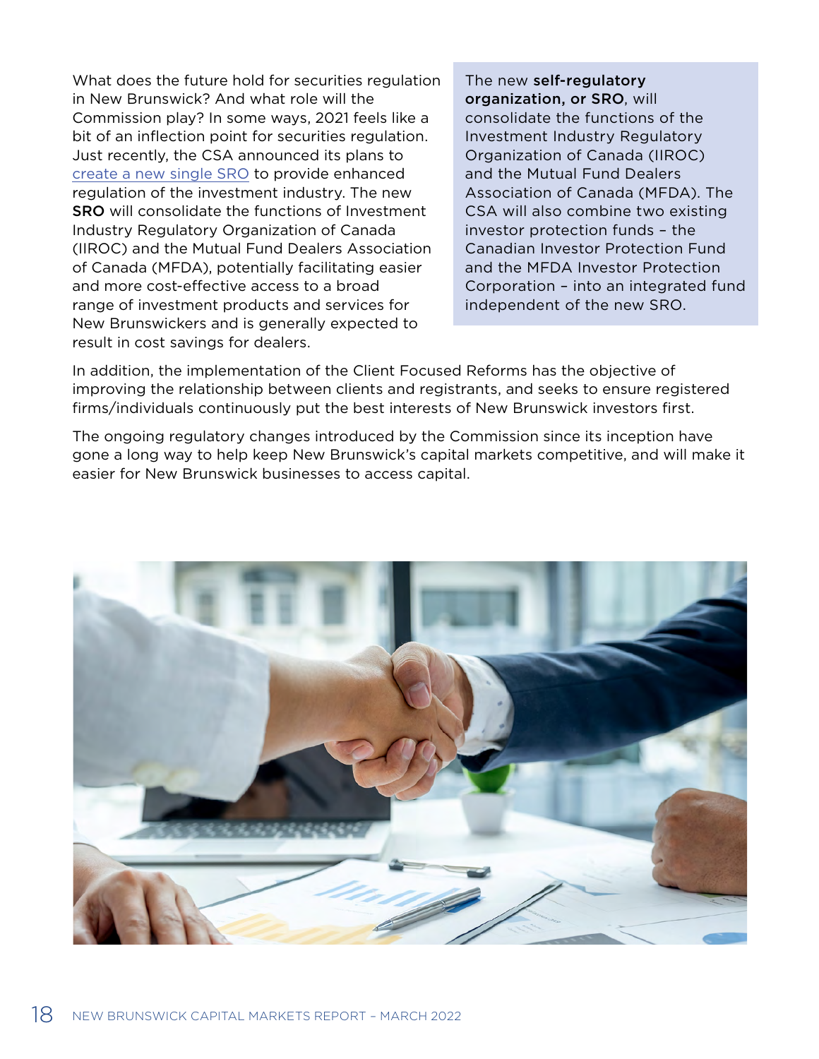What does the future hold for securities regulation in New Brunswick? And what role will the Commission play? In some ways, 2021 feels like a bit of an inflection point for securities regulation. Just recently, the CSA announced its plans to create a new single SRO to provide enhanced regulation of the investment industry. The new **SRO** will consolidate the functions of Investment Industry Regulatory Organization of Canada (IIROC) and the Mutual Fund Dealers Association of Canada (MFDA), potentially facilitating easier and more cost-effective access to a broad range of investment products and services for New Brunswickers and is generally expected to result in cost savings for dealers.

The new **self-regulatory organization, or SRO**, will consolidate the functions of the Investment Industry Regulatory Organization of Canada (IIROC) and the Mutual Fund Dealers Association of Canada (MFDA). The CSA will also combine two existing investor protection funds – the Canadian Investor Protection Fund and the MFDA Investor Protection Corporation – into an integrated fund independent of the new SRO.

In addition, the implementation of the Client Focused Reforms has the objective of improving the relationship between clients and registrants, and seeks to ensure registered firms/individuals continuously put the best interests of New Brunswick investors first.

The ongoing regulatory changes introduced by the Commission since its inception have gone a long way to help keep New Brunswick's capital markets competitive, and will make it easier for New Brunswick businesses to access capital.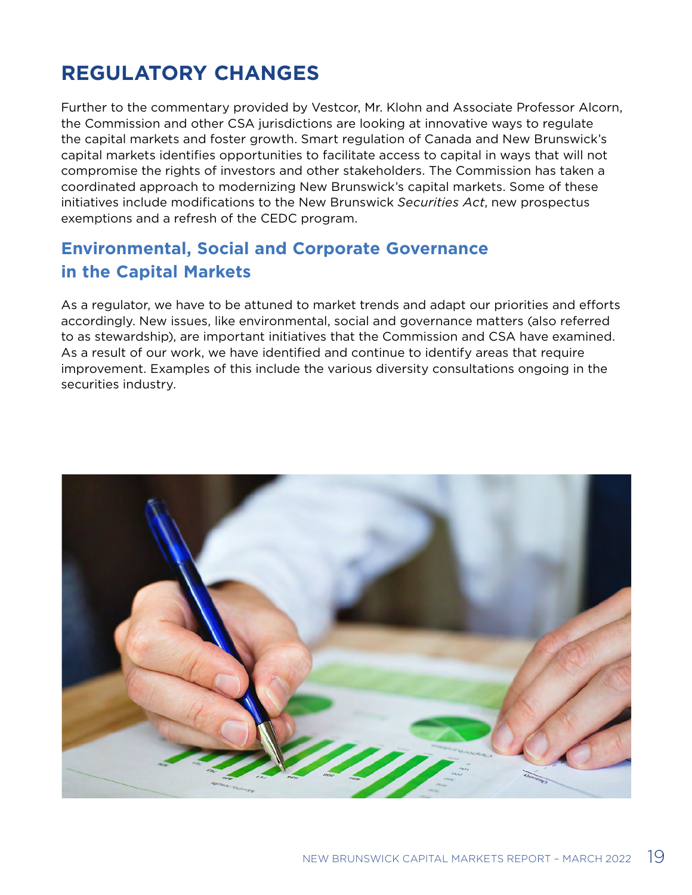# REGULATORY CHANGES

Further to the commentary provided by Vestcor, Mr. Klohn and Associate Professor Alcorn, the Commission and other CSA jurisdictions are looking at innovative ways to regulate the capital markets and foster growth. Smart regulation of Canada and New Brunswick's capital markets identifies opportunities to facilitate access to capital in ways that will not compromise the rights of investors and other stakeholders. The Commission has taken a coordinated approach to modernizing New Brunswick's capital markets. Some of these initiatives include modifications to the New Brunswick *Securities Act*, new prospectus exemptions and a refresh of the CEDC program.

## Environmental, Social and Corporate Governance in the Capital Markets

As a regulator, we have to be attuned to market trends and adapt our priorities and efforts accordingly. New issues, like environmental, social and governance matters (also referred to as stewardship), are important initiatives that the Commission and CSA have examined. As a result of our work, we have identified and continue to identify areas that require improvement. Examples of this include the various diversity consultations ongoing in the securities industry.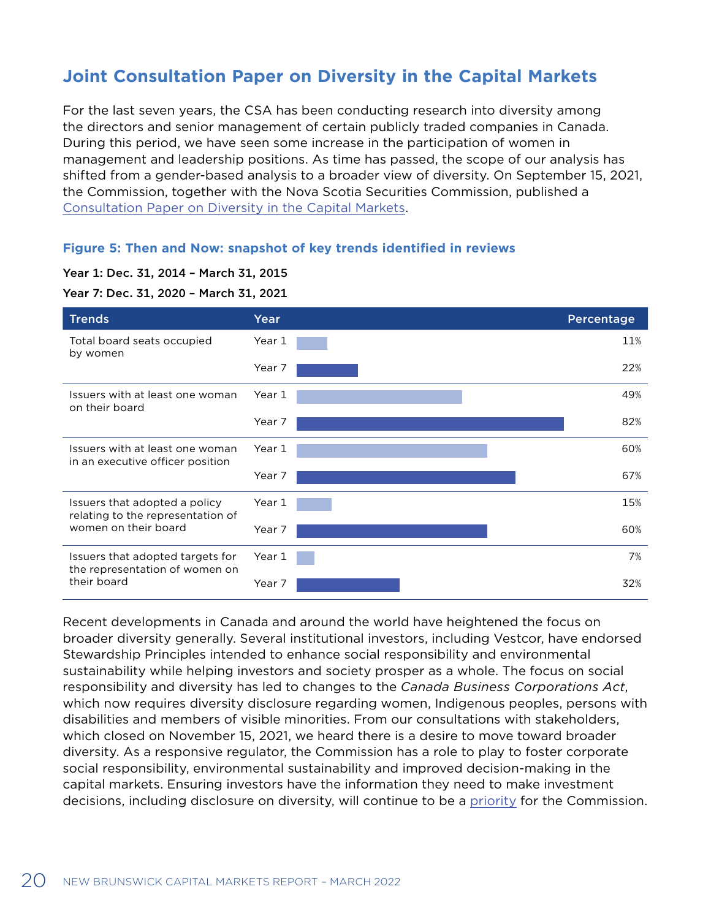## Joint Consultation Paper on Diversity in the Capital Markets

For the last seven years, the CSA has been conducting research into diversity among the directors and senior management of certain publicly traded companies in Canada. During this period, we have seen some increase in the participation of women in management and leadership positions. As time has passed, the scope of our analysis has shifted from a gender-based analysis to a broader view of diversity. On September 15, 2021, the Commission, together with the Nova Scotia Securities Commission, published a Consultation Paper on Diversity in the Capital Markets.

**Figure 5: Then and Now: snapshot of key trends identified in reviews**

Year 1: Dec. 31, 2014 – March 31, 2015

Year 7: Dec. 31, 2020 – March 31, 2021

| Trends | Year | Percentage |
|---|---|---|
| Total board seats occupied by women | Year 1 | 11% |
| | Year 7 | 22% |
| Issuers with at least one woman on their board | Year 1 | 49% |
| | Year 7 | 82% |
| Issuers with at least one woman in an executive officer position | Year 1 | 60% |
| | Year 7 | 67% |
| Issuers that adopted a policy relating to the representation of women on their board | Year 1 | 15% |
| | Year 7 | 60% |
| Issuers that adopted targets for the representation of women on their board | Year 1 | 7% |
| | Year 7 | 32% |

Recent developments in Canada and around the world have heightened the focus on broader diversity generally. Several institutional investors, including Vestcor, have endorsed Stewardship Principles intended to enhance social responsibility and environmental sustainability while helping investors and society prosper as a whole. The focus on social responsibility and diversity has led to changes to the *Canada Business Corporations Act*, which now requires diversity disclosure regarding women, Indigenous peoples, persons with disabilities and members of visible minorities. From our consultations with stakeholders, which closed on November 15, 2021, we heard there is a desire to move toward broader diversity. As a responsive regulator, the Commission has a role to play to foster corporate social responsibility, environmental sustainability and improved decision-making in the capital markets. Ensuring investors have the information they need to make investment decisions, including disclosure on diversity, will continue to be a priority for the Commission.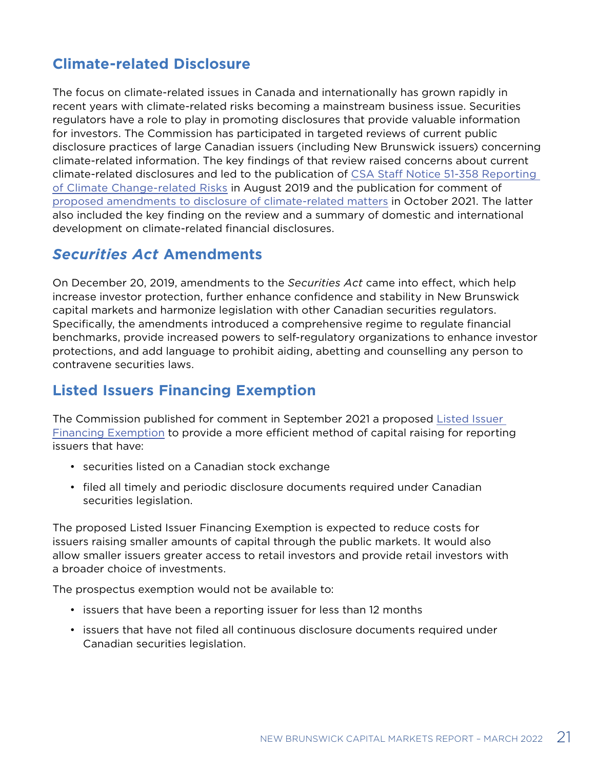## Climate-related Disclosure

The focus on climate-related issues in Canada and internationally has grown rapidly in recent years with climate-related risks becoming a mainstream business issue. Securities regulators have a role to play in promoting disclosures that provide valuable information for investors. The Commission has participated in targeted reviews of current public disclosure practices of large Canadian issuers (including New Brunswick issuers) concerning climate-related information. The key findings of that review raised concerns about current climate-related disclosures and led to the publication of [CSA Staff Notice 51-358 Reporting of Climate Change-related Risks] in August 2019 and the publication for comment of [proposed amendments to disclosure of climate-related matters] in October 2021. The latter also included the key finding on the review and a summary of domestic and international development on climate-related financial disclosures.

## *Securities Act* Amendments

On December 20, 2019, amendments to the *Securities Act* came into effect, which help increase investor protection, further enhance confidence and stability in New Brunswick capital markets and harmonize legislation with other Canadian securities regulators. Specifically, the amendments introduced a comprehensive regime to regulate financial benchmarks, provide increased powers to self-regulatory organizations to enhance investor protections, and add language to prohibit aiding, abetting and counselling any person to contravene securities laws.

## Listed Issuers Financing Exemption

The Commission published for comment in September 2021 a proposed [Listed Issuer Financing Exemption] to provide a more efficient method of capital raising for reporting issuers that have:

- securities listed on a Canadian stock exchange
- filed all timely and periodic disclosure documents required under Canadian securities legislation.

The proposed Listed Issuer Financing Exemption is expected to reduce costs for issuers raising smaller amounts of capital through the public markets. It would also allow smaller issuers greater access to retail investors and provide retail investors with a broader choice of investments.

The prospectus exemption would not be available to:

- issuers that have been a reporting issuer for less than 12 months
- issuers that have not filed all continuous disclosure documents required under Canadian securities legislation.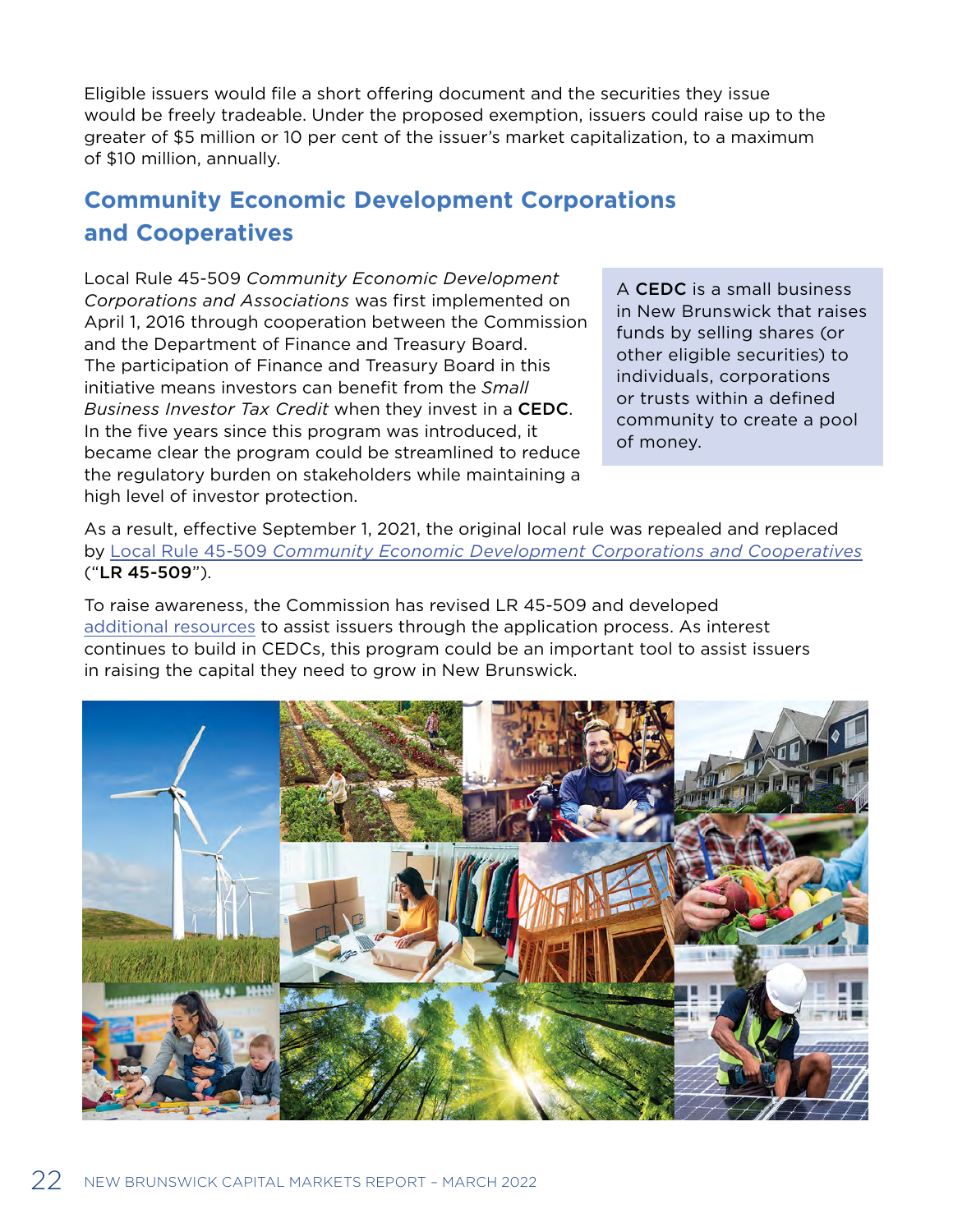Eligible issuers would file a short offering document and the securities they issue would be freely tradeable. Under the proposed exemption, issuers could raise up to the greater of $5 million or 10 per cent of the issuer's market capitalization, to a maximum of $10 million, annually.

## Community Economic Development Corporations and Cooperatives

Local Rule 45-509 *Community Economic Development Corporations and Associations* was first implemented on April 1, 2016 through cooperation between the Commission and the Department of Finance and Treasury Board. The participation of Finance and Treasury Board in this initiative means investors can benefit from the *Small Business Investor Tax Credit* when they invest in a **CEDC**. In the five years since this program was introduced, it became clear the program could be streamlined to reduce the regulatory burden on stakeholders while maintaining a high level of investor protection.

A **CEDC** is a small business in New Brunswick that raises funds by selling shares (or other eligible securities) to individuals, corporations or trusts within a defined community to create a pool of money.

As a result, effective September 1, 2021, the original local rule was repealed and replaced by Local Rule 45-509 *Community Economic Development Corporations and Cooperatives* ("**LR 45-509**").

To raise awareness, the Commission has revised LR 45-509 and developed additional resources to assist issuers through the application process. As interest continues to build in CEDCs, this program could be an important tool to assist issuers in raising the capital they need to grow in New Brunswick.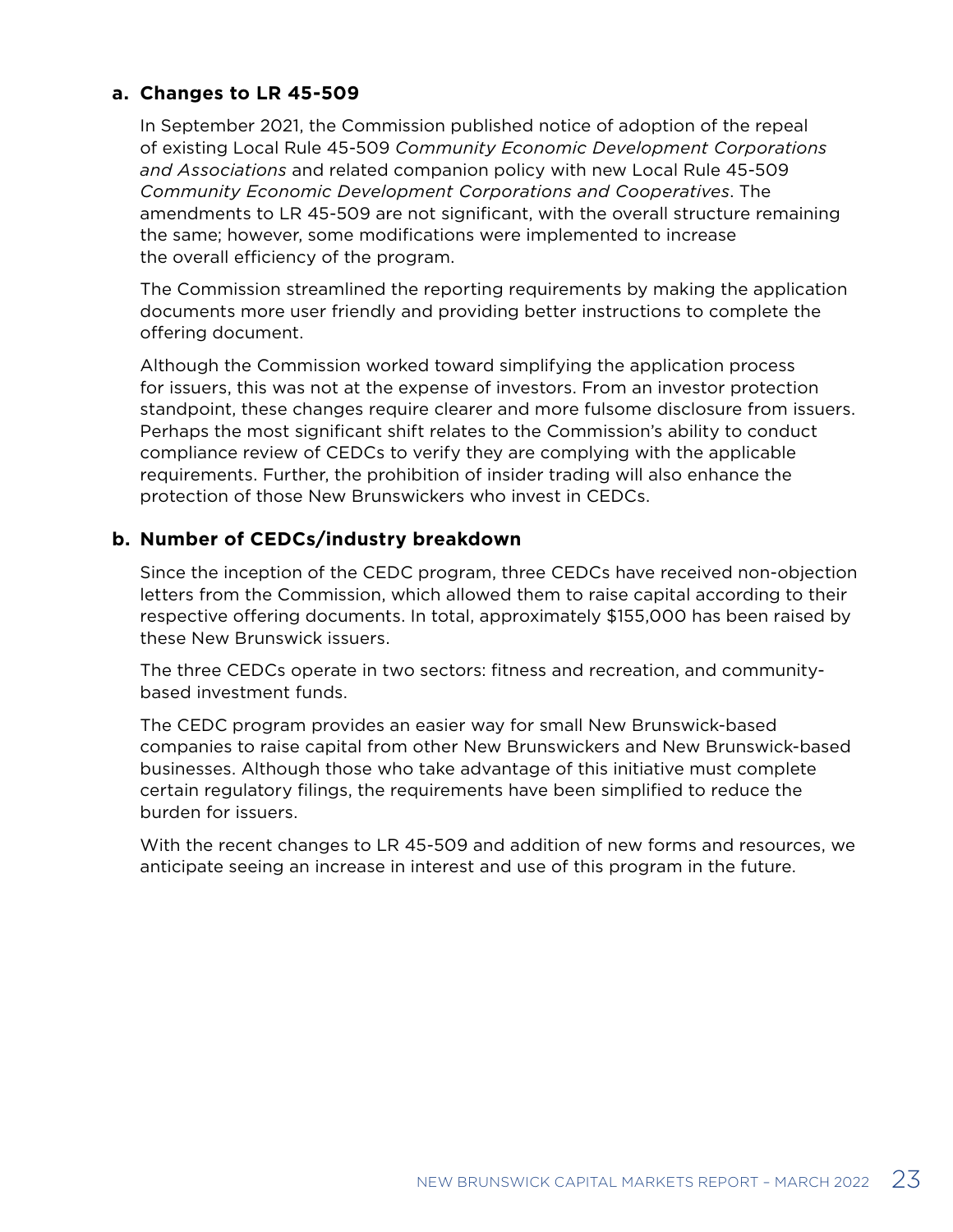### a. Changes to LR 45-509

In September 2021, the Commission published notice of adoption of the repeal of existing Local Rule 45-509 *Community Economic Development Corporations and Associations* and related companion policy with new Local Rule 45-509 *Community Economic Development Corporations and Cooperatives*. The amendments to LR 45-509 are not significant, with the overall structure remaining the same; however, some modifications were implemented to increase the overall efficiency of the program.

The Commission streamlined the reporting requirements by making the application documents more user friendly and providing better instructions to complete the offering document.

Although the Commission worked toward simplifying the application process for issuers, this was not at the expense of investors. From an investor protection standpoint, these changes require clearer and more fulsome disclosure from issuers. Perhaps the most significant shift relates to the Commission's ability to conduct compliance review of CEDCs to verify they are complying with the applicable requirements. Further, the prohibition of insider trading will also enhance the protection of those New Brunswickers who invest in CEDCs.

### b. Number of CEDCs/industry breakdown

Since the inception of the CEDC program, three CEDCs have received non-objection letters from the Commission, which allowed them to raise capital according to their respective offering documents. In total, approximately $155,000 has been raised by these New Brunswick issuers.

The three CEDCs operate in two sectors: fitness and recreation, and community-based investment funds.

The CEDC program provides an easier way for small New Brunswick-based companies to raise capital from other New Brunswickers and New Brunswick-based businesses. Although those who take advantage of this initiative must complete certain regulatory filings, the requirements have been simplified to reduce the burden for issuers.

With the recent changes to LR 45-509 and addition of new forms and resources, we anticipate seeing an increase in interest and use of this program in the future.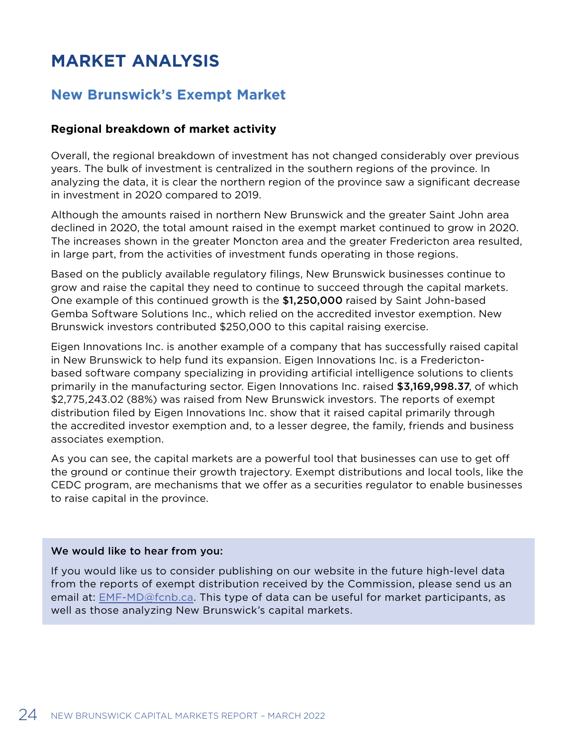# MARKET ANALYSIS

## New Brunswick's Exempt Market

### Regional breakdown of market activity

Overall, the regional breakdown of investment has not changed considerably over previous years. The bulk of investment is centralized in the southern regions of the province. In analyzing the data, it is clear the northern region of the province saw a significant decrease in investment in 2020 compared to 2019.

Although the amounts raised in northern New Brunswick and the greater Saint John area declined in 2020, the total amount raised in the exempt market continued to grow in 2020. The increases shown in the greater Moncton area and the greater Fredericton area resulted, in large part, from the activities of investment funds operating in those regions.

Based on the publicly available regulatory filings, New Brunswick businesses continue to grow and raise the capital they need to continue to succeed through the capital markets. One example of this continued growth is the **$1,250,000** raised by Saint John-based Gemba Software Solutions Inc., which relied on the accredited investor exemption. New Brunswick investors contributed $250,000 to this capital raising exercise.

Eigen Innovations Inc. is another example of a company that has successfully raised capital in New Brunswick to help fund its expansion. Eigen Innovations Inc. is a Fredericton-based software company specializing in providing artificial intelligence solutions to clients primarily in the manufacturing sector. Eigen Innovations Inc. raised **$3,169,998.37**, of which $2,775,243.02 (88%) was raised from New Brunswick investors. The reports of exempt distribution filed by Eigen Innovations Inc. show that it raised capital primarily through the accredited investor exemption and, to a lesser degree, the family, friends and business associates exemption.

As you can see, the capital markets are a powerful tool that businesses can use to get off the ground or continue their growth trajectory. Exempt distributions and local tools, like the CEDC program, are mechanisms that we offer as a securities regulator to enable businesses to raise capital in the province.

**We would like to hear from you:**

If you would like us to consider publishing on our website in the future high-level data from the reports of exempt distribution received by the Commission, please send us an email at: EMF-MD@fcnb.ca. This type of data can be useful for market participants, as well as those analyzing New Brunswick's capital markets.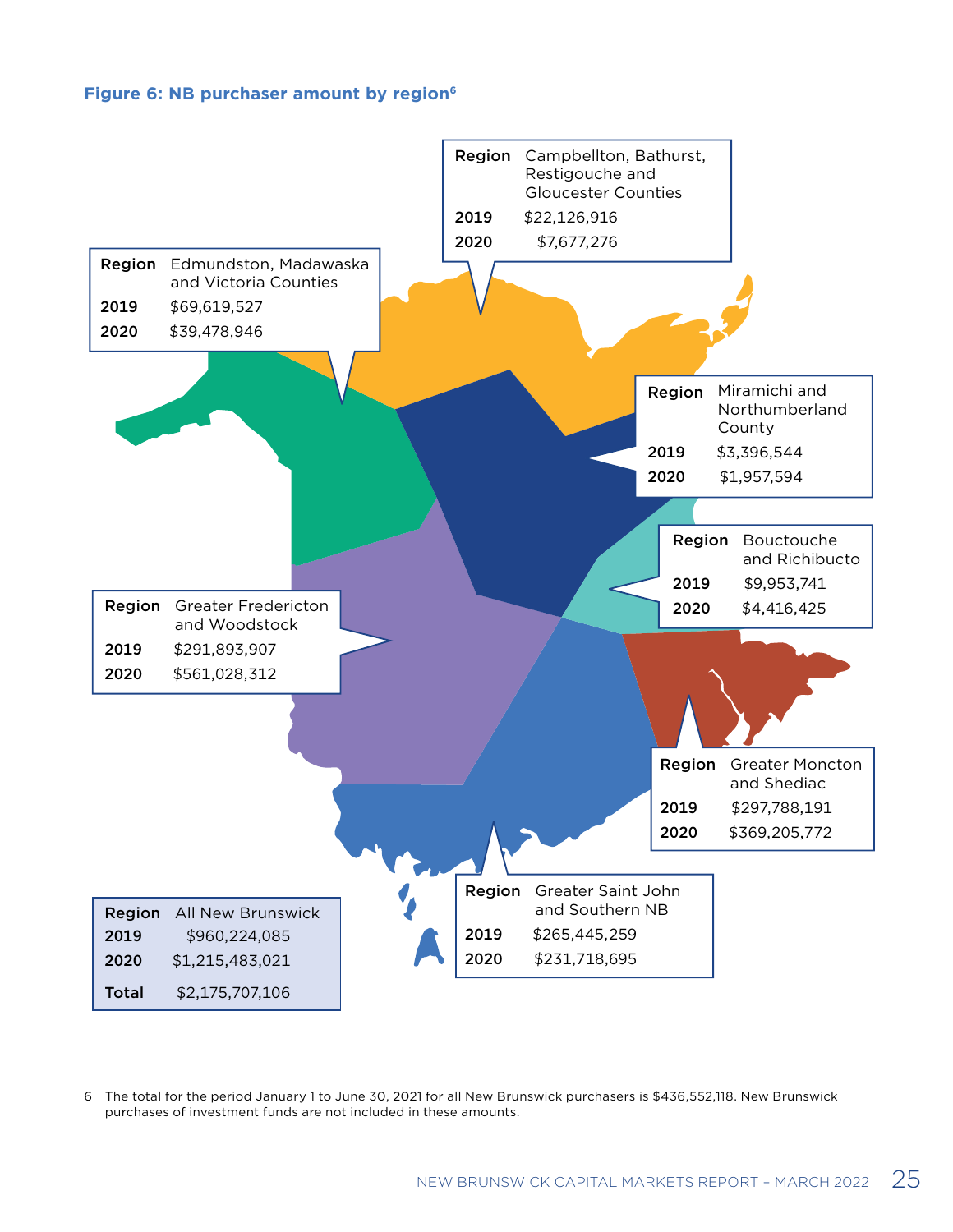**Figure 6: NB purchaser amount by region[6]**

| Region | 2019 | 2020 |
| --- | --- | --- |
| Campbellton, Bathurst, Restigouche and Gloucester Counties | $22,126,916 | $7,677,276 |
| Edmundston, Madawaska and Victoria Counties | $69,619,527 | $39,478,946 |
| Miramichi and Northumberland County | $3,396,544 | $1,957,594 |
| Bouctouche and Richibucto | $9,953,741 | $4,416,425 |
| Greater Fredericton and Woodstock | $291,893,907 | $561,028,312 |
| Greater Moncton and Shediac | $297,788,191 | $369,205,772 |
| Greater Saint John and Southern NB | $265,445,259 | $231,718,695 |

| Region | All New Brunswick |
| --- | --- |
| 2019 | $960,224,085 |
| 2020 | $1,215,483,021 |
| Total | $2,175,707,106 |

6 The total for the period January 1 to June 30, 2021 for all New Brunswick purchasers is $436,552,118. New Brunswick purchases of investment funds are not included in these amounts.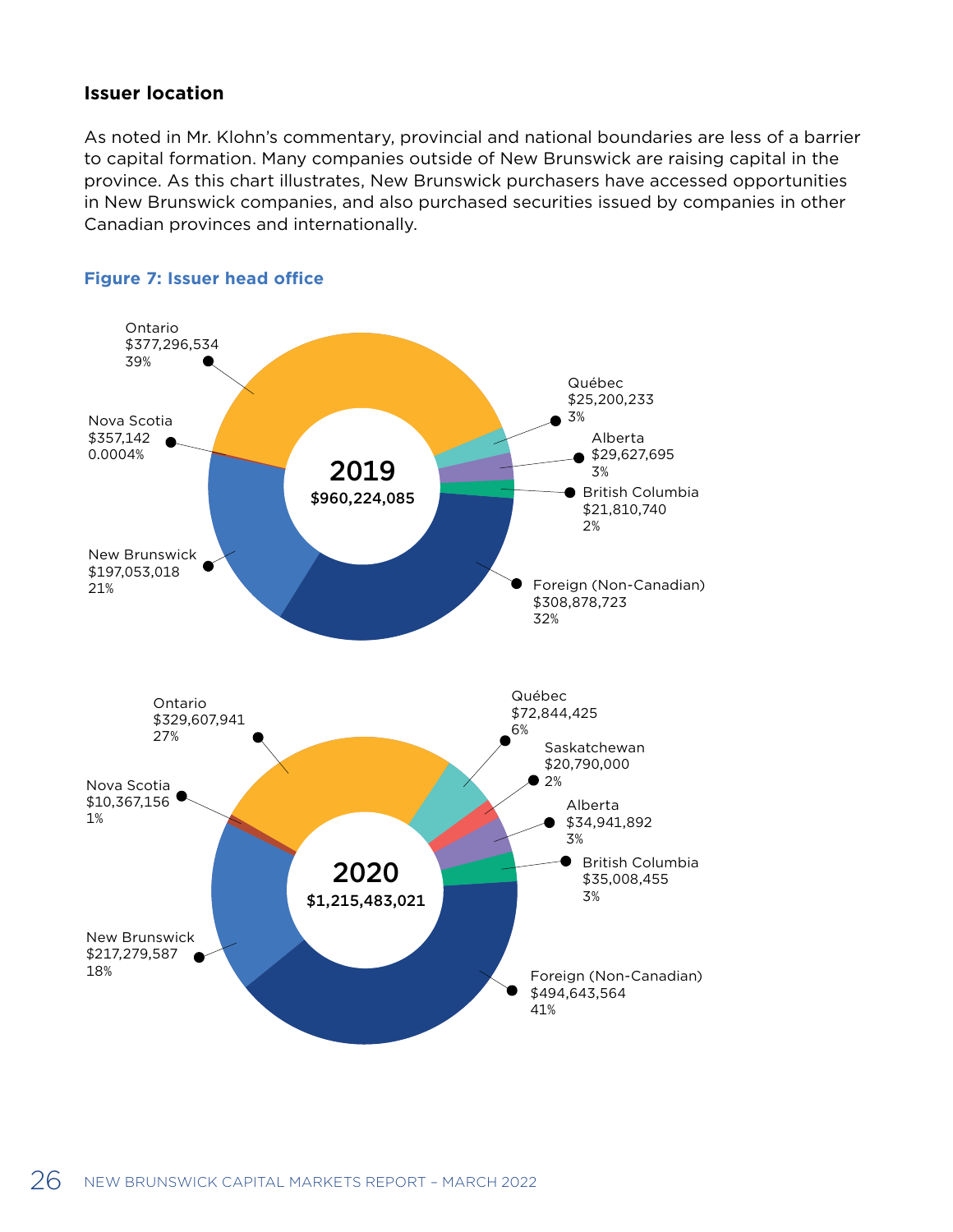### Issuer location

As noted in Mr. Klohn's commentary, provincial and national boundaries are less of a barrier to capital formation. Many companies outside of New Brunswick are raising capital in the province. As this chart illustrates, New Brunswick purchasers have accessed opportunities in New Brunswick companies, and also purchased securities issued by companies in other Canadian provinces and internationally.

**Figure 7: Issuer head office**

**2019 — $960,224,085**

| Issuer head office | Amount | Percentage |
| --- | --- | --- |
| Ontario | $377,296,534 | 39% |
| Nova Scotia | $357,142 | 0.0004% |
| New Brunswick | $197,053,018 | 21% |
| Québec | $25,200,233 | 3% |
| Alberta | $29,627,695 | 3% |
| British Columbia | $21,810,740 | 2% |
| Foreign (Non-Canadian) | $308,878,723 | 32% |

**2020 — $1,215,483,021**

| Issuer head office | Amount | Percentage |
| --- | --- | --- |
| Ontario | $329,607,941 | 27% |
| Nova Scotia | $10,367,156 | 1% |
| New Brunswick | $217,279,587 | 18% |
| Québec | $72,844,425 | 6% |
| Saskatchewan | $20,790,000 | 2% |
| Alberta | $34,941,892 | 3% |
| British Columbia | $35,008,455 | 3% |
| Foreign (Non-Canadian) | $494,643,564 | 41% |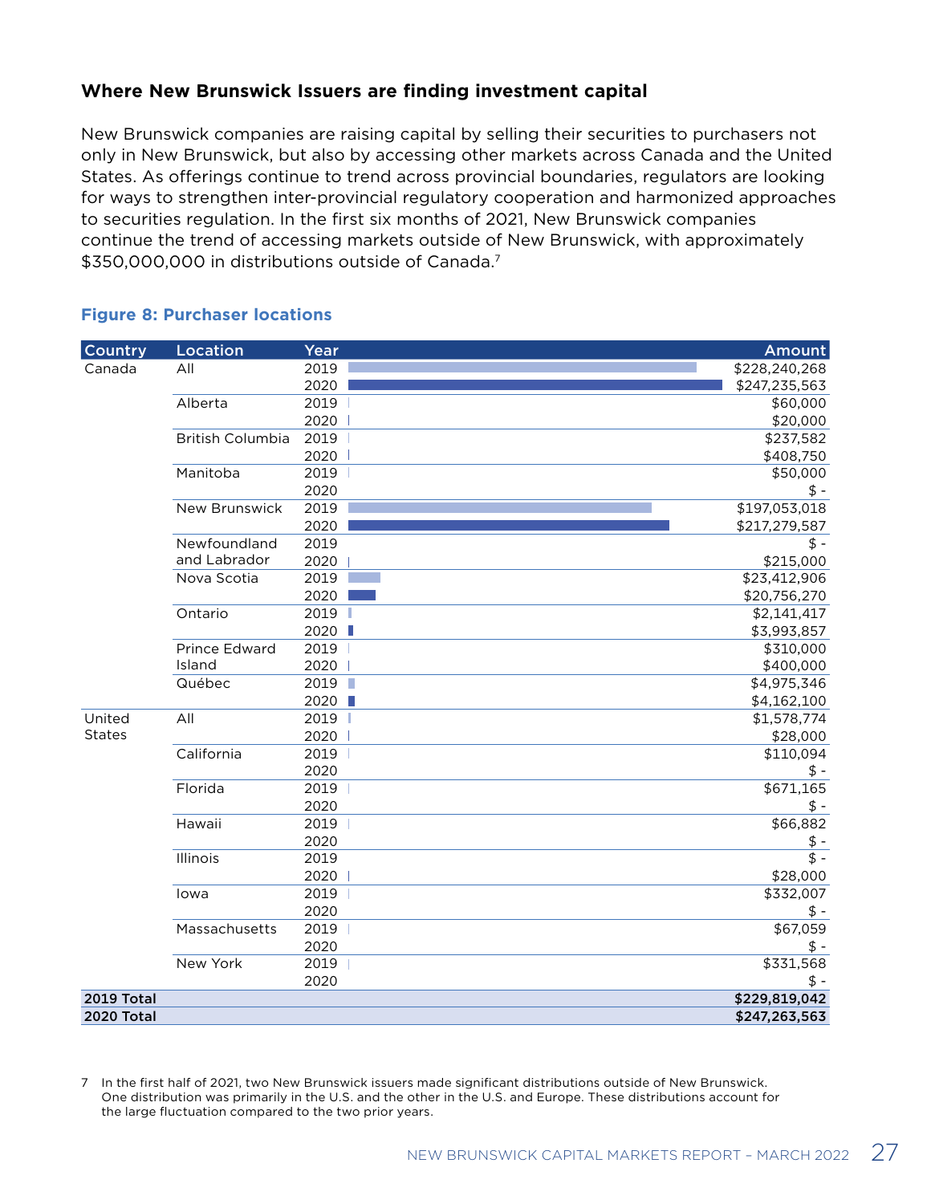### Where New Brunswick Issuers are finding investment capital

New Brunswick companies are raising capital by selling their securities to purchasers not only in New Brunswick, but also by accessing other markets across Canada and the United States. As offerings continue to trend across provincial boundaries, regulators are looking for ways to strengthen inter-provincial regulatory cooperation and harmonized approaches to securities regulation. In the first six months of 2021, New Brunswick companies continue the trend of accessing markets outside of New Brunswick, with approximately $350,000,000 in distributions outside of Canada.[7]

**Figure 8: Purchaser locations**

| Country | Location | Year | Amount |
|---|---|---|---|
| Canada | All | 2019 | $228,240,268 |
| | | 2020 | $247,235,563 |
| | Alberta | 2019 | $60,000 |
| | | 2020 | $20,000 |
| | British Columbia | 2019 | $237,582 |
| | | 2020 | $408,750 |
| | Manitoba | 2019 | $50,000 |
| | | 2020 | $ - |
| | New Brunswick | 2019 | $197,053,018 |
| | | 2020 | $217,279,587 |
| | Newfoundland and Labrador | 2019 | $ - |
| | | 2020 | $215,000 |
| | Nova Scotia | 2019 | $23,412,906 |
| | | 2020 | $20,756,270 |
| | Ontario | 2019 | $2,141,417 |
| | | 2020 | $3,993,857 |
| | Prince Edward Island | 2019 | $310,000 |
| | | 2020 | $400,000 |
| | Québec | 2019 | $4,975,346 |
| | | 2020 | $4,162,100 |
| United States | All | 2019 | $1,578,774 |
| | | 2020 | $28,000 |
| | California | 2019 | $110,094 |
| | | 2020 | $ - |
| | Florida | 2019 | $671,165 |
| | | 2020 | $ - |
| | Hawaii | 2019 | $66,882 |
| | | 2020 | $ - |
| | Illinois | 2019 | $ - |
| | | 2020 | $28,000 |
| | Iowa | 2019 | $332,007 |
| | | 2020 | $ - |
| | Massachusetts | 2019 | $67,059 |
| | | 2020 | $ - |
| | New York | 2019 | $331,568 |
| | | 2020 | $ - |
| **2019 Total** | | | **$229,819,042** |
| **2020 Total** | | | **$247,263,563** |

7 In the first half of 2021, two New Brunswick issuers made significant distributions outside of New Brunswick. One distribution was primarily in the U.S. and the other in the U.S. and Europe. These distributions account for the large fluctuation compared to the two prior years.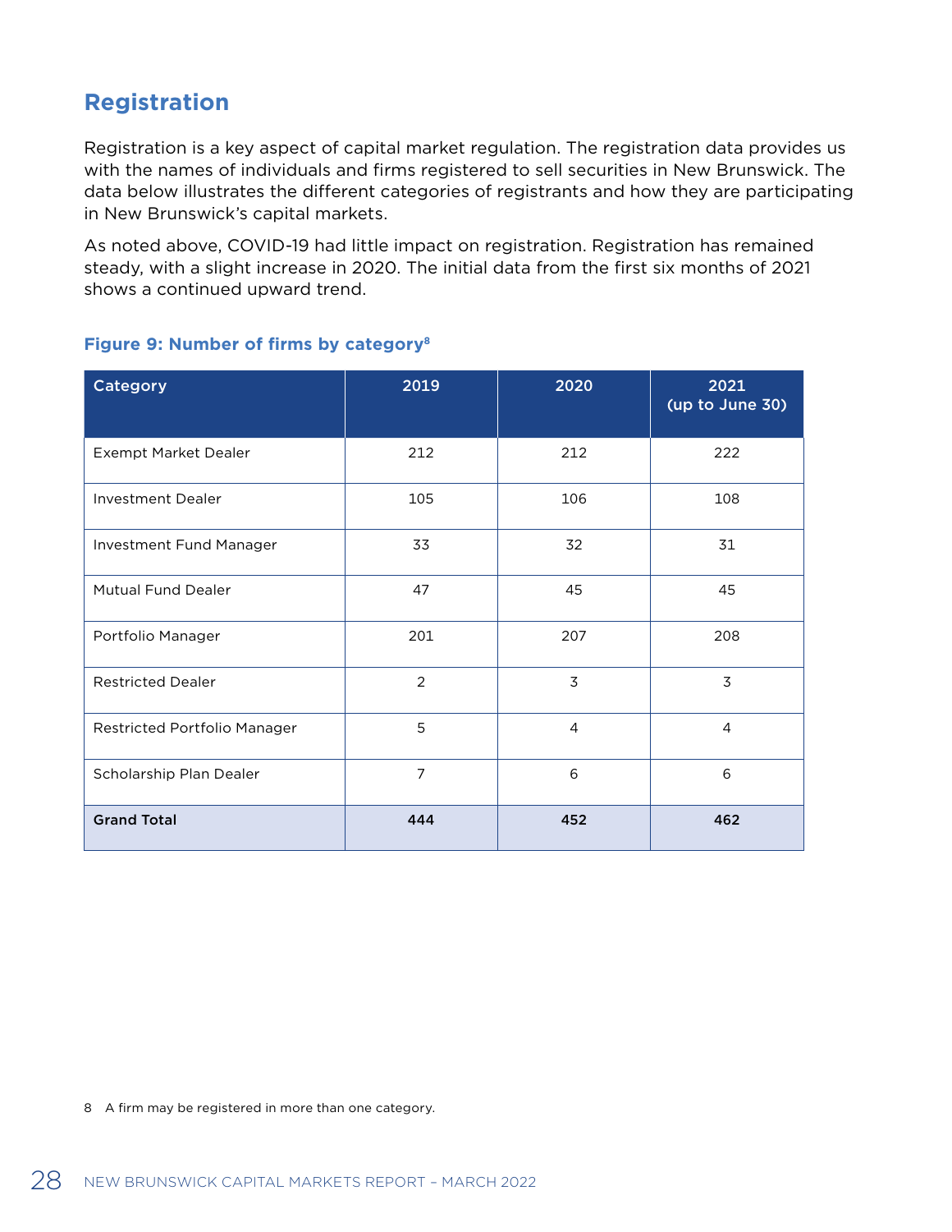## Registration

Registration is a key aspect of capital market regulation. The registration data provides us with the names of individuals and firms registered to sell securities in New Brunswick. The data below illustrates the different categories of registrants and how they are participating in New Brunswick's capital markets.

As noted above, COVID-19 had little impact on registration. Registration has remained steady, with a slight increase in 2020. The initial data from the first six months of 2021 shows a continued upward trend.

### Figure 9: Number of firms by category[8]

| Category | 2019 | 2020 | 2021 (up to June 30) |
|---|---|---|---|
| Exempt Market Dealer | 212 | 212 | 222 |
| Investment Dealer | 105 | 106 | 108 |
| Investment Fund Manager | 33 | 32 | 31 |
| Mutual Fund Dealer | 47 | 45 | 45 |
| Portfolio Manager | 201 | 207 | 208 |
| Restricted Dealer | 2 | 3 | 3 |
| Restricted Portfolio Manager | 5 | 4 | 4 |
| Scholarship Plan Dealer | 7 | 6 | 6 |
| **Grand Total** | **444** | **452** | **462** |

8 A firm may be registered in more than one category.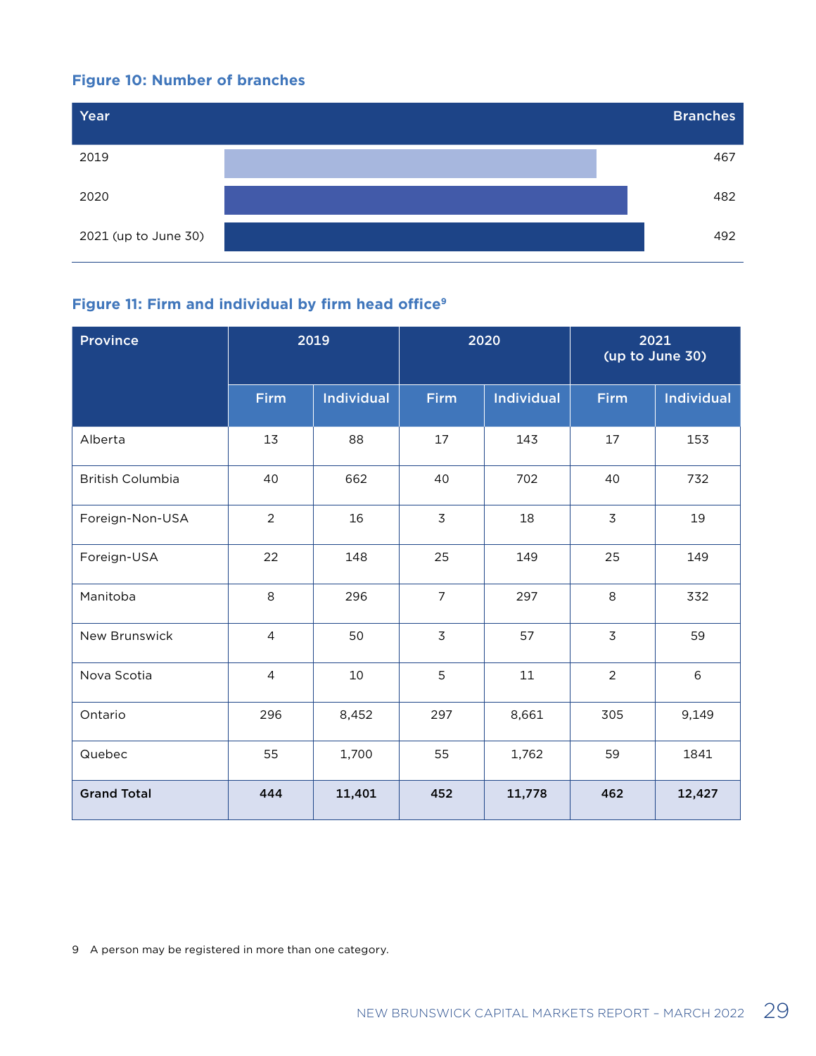### Figure 10: Number of branches

| Year | Branches |
|---|---|
| 2019 | 467 |
| 2020 | 482 |
| 2021 (up to June 30) | 492 |

### Figure 11: Firm and individual by firm head office[9]

| Province | 2019 | | 2020 | | 2021 (up to June 30) | |
|---|---|---|---|---|---|---|
| | Firm | Individual | Firm | Individual | Firm | Individual |
| Alberta | 13 | 88 | 17 | 143 | 17 | 153 |
| British Columbia | 40 | 662 | 40 | 702 | 40 | 732 |
| Foreign-Non-USA | 2 | 16 | 3 | 18 | 3 | 19 |
| Foreign-USA | 22 | 148 | 25 | 149 | 25 | 149 |
| Manitoba | 8 | 296 | 7 | 297 | 8 | 332 |
| New Brunswick | 4 | 50 | 3 | 57 | 3 | 59 |
| Nova Scotia | 4 | 10 | 5 | 11 | 2 | 6 |
| Ontario | 296 | 8,452 | 297 | 8,661 | 305 | 9,149 |
| Quebec | 55 | 1,700 | 55 | 1,762 | 59 | 1841 |
| **Grand Total** | **444** | **11,401** | **452** | **11,778** | **462** | **12,427** |

9 A person may be registered in more than one category.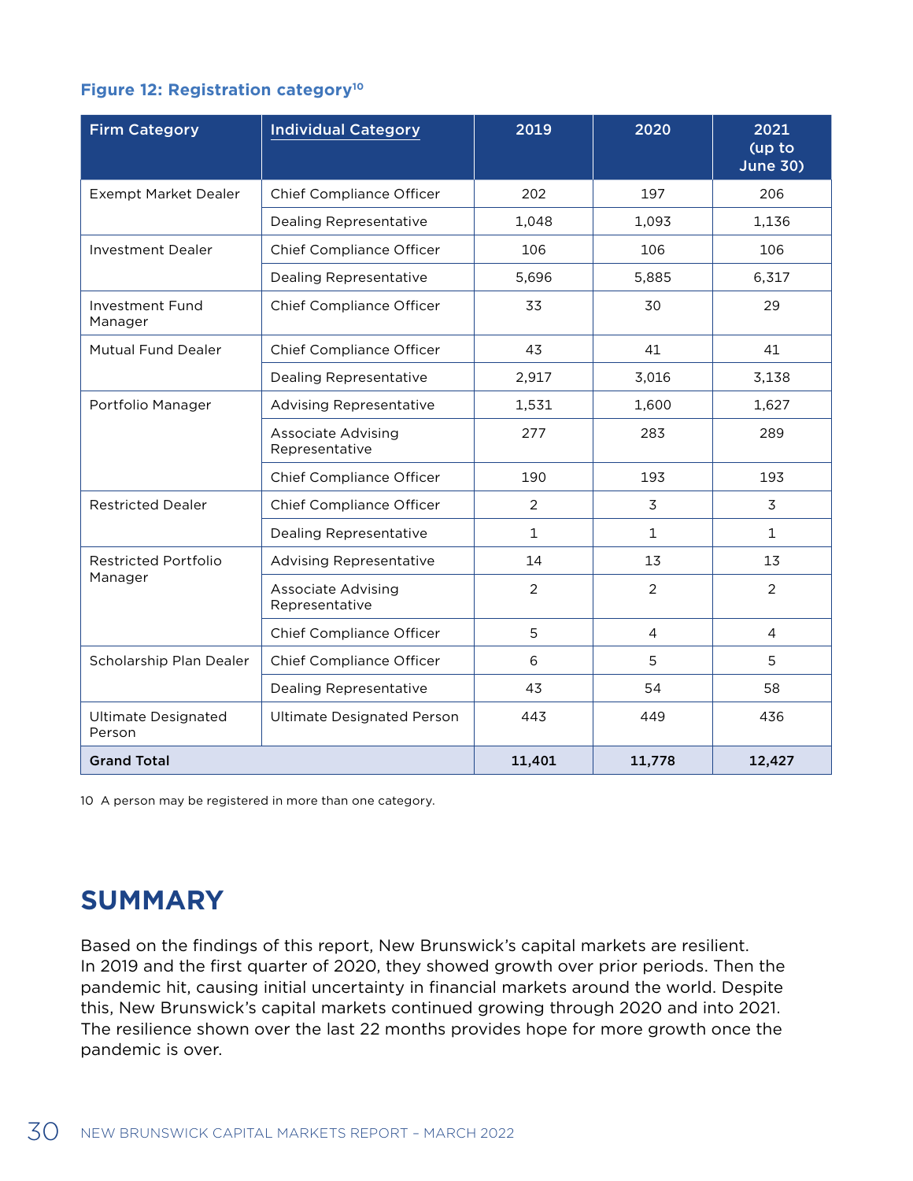**Figure 12: Registration category**[10]

| Firm Category | Individual Category | 2019 | 2020 | 2021 (up to June 30) |
|---|---|---|---|---|
| Exempt Market Dealer | Chief Compliance Officer | 202 | 197 | 206 |
| | Dealing Representative | 1,048 | 1,093 | 1,136 |
| Investment Dealer | Chief Compliance Officer | 106 | 106 | 106 |
| | Dealing Representative | 5,696 | 5,885 | 6,317 |
| Investment Fund Manager | Chief Compliance Officer | 33 | 30 | 29 |
| Mutual Fund Dealer | Chief Compliance Officer | 43 | 41 | 41 |
| | Dealing Representative | 2,917 | 3,016 | 3,138 |
| Portfolio Manager | Advising Representative | 1,531 | 1,600 | 1,627 |
| | Associate Advising Representative | 277 | 283 | 289 |
| | Chief Compliance Officer | 190 | 193 | 193 |
| Restricted Dealer | Chief Compliance Officer | 2 | 3 | 3 |
| | Dealing Representative | 1 | 1 | 1 |
| Restricted Portfolio Manager | Advising Representative | 14 | 13 | 13 |
| | Associate Advising Representative | 2 | 2 | 2 |
| | Chief Compliance Officer | 5 | 4 | 4 |
| Scholarship Plan Dealer | Chief Compliance Officer | 6 | 5 | 5 |
| | Dealing Representative | 43 | 54 | 58 |
| Ultimate Designated Person | Ultimate Designated Person | 443 | 449 | 436 |
| **Grand Total** | | **11,401** | **11,778** | **12,427** |

10 A person may be registered in more than one category.

# SUMMARY

Based on the findings of this report, New Brunswick's capital markets are resilient. In 2019 and the first quarter of 2020, they showed growth over prior periods. Then the pandemic hit, causing initial uncertainty in financial markets around the world. Despite this, New Brunswick's capital markets continued growing through 2020 and into 2021. The resilience shown over the last 22 months provides hope for more growth once the pandemic is over.